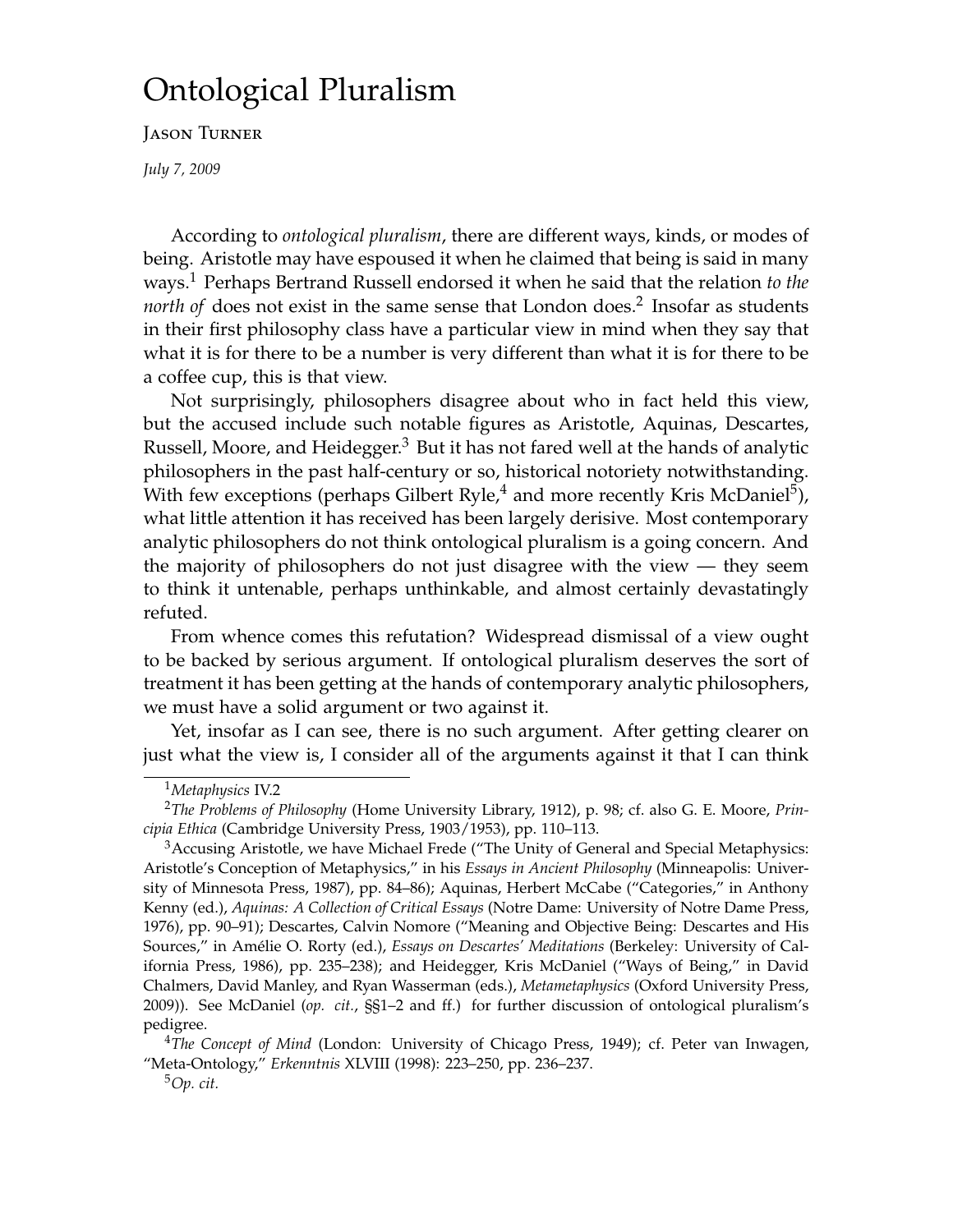# Ontological Pluralism

Jason Turner

*July 7, 2009*

According to *ontological pluralism*, there are different ways, kinds, or modes of being. Aristotle may have espoused it when he claimed that being is said in many ways.[1] Perhaps Bertrand Russell endorsed it when he said that the relation *to the north of* does not exist in the same sense that London does.[2] Insofar as students in their first philosophy class have a particular view in mind when they say that what it is for there to be a number is very different than what it is for there to be a coffee cup, this is that view.

Not surprisingly, philosophers disagree about who in fact held this view, but the accused include such notable figures as Aristotle, Aquinas, Descartes, Russell, Moore, and Heidegger.[3] But it has not fared well at the hands of analytic philosophers in the past half-century or so, historical notoriety notwithstanding. With few exceptions (perhaps Gilbert Ryle,[4] and more recently Kris McDaniel[5]), what little attention it has received has been largely derisive. Most contemporary analytic philosophers do not think ontological pluralism is a going concern. And the majority of philosophers do not just disagree with the view — they seem to think it untenable, perhaps unthinkable, and almost certainly devastatingly refuted.

From whence comes this refutation? Widespread dismissal of a view ought to be backed by serious argument. If ontological pluralism deserves the sort of treatment it has been getting at the hands of contemporary analytic philosophers, we must have a solid argument or two against it.

Yet, insofar as I can see, there is no such argument. After getting clearer on just what the view is, I consider all of the arguments against it that I can think

---

[1] *Metaphysics* IV.2

[2] *The Problems of Philosophy* (Home University Library, 1912), p. 98; cf. also G. E. Moore, *Principia Ethica* (Cambridge University Press, 1903/1953), pp. 110–113.

[3] Accusing Aristotle, we have Michael Frede ("The Unity of General and Special Metaphysics: Aristotle's Conception of Metaphysics," in his *Essays in Ancient Philosophy* (Minneapolis: University of Minnesota Press, 1987), pp. 84–86); Aquinas, Herbert McCabe ("Categories," in Anthony Kenny (ed.), *Aquinas: A Collection of Critical Essays* (Notre Dame: University of Notre Dame Press, 1976), pp. 90–91); Descartes, Calvin Normore ("Meaning and Objective Being: Descartes and His Sources," in Amélie O. Rorty (ed.), *Essays on Descartes' Meditations* (Berkeley: University of California Press, 1986), pp. 235–238); and Heidegger, Kris McDaniel ("Ways of Being," in David Chalmers, David Manley, and Ryan Wasserman (eds.), *Metametaphysics* (Oxford University Press, 2009)). See McDaniel (*op. cit.*, §§1–2 and ff.) for further discussion of ontological pluralism's pedigree.

[4] *The Concept of Mind* (London: University of Chicago Press, 1949); cf. Peter van Inwagen, "Meta-Ontology," *Erkenntnis* XLVIII (1998): 223–250, pp. 236–237.

[5] *Op. cit.*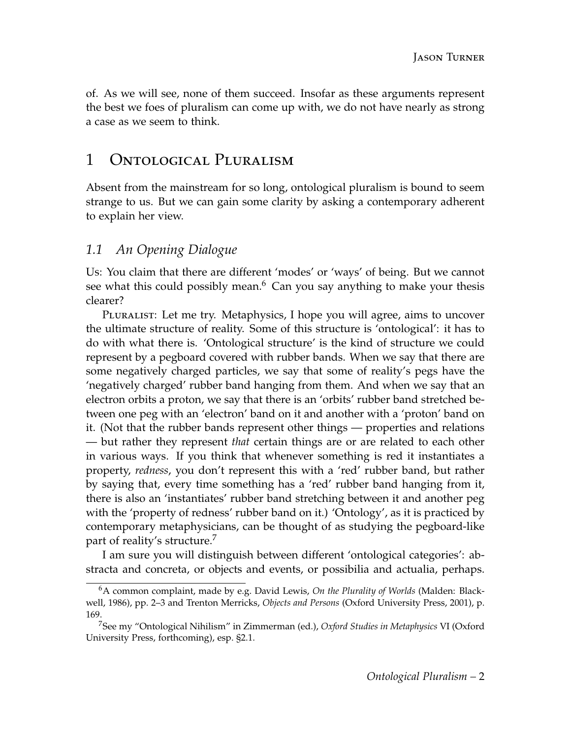of. As we will see, none of them succeed. Insofar as these arguments represent the best we foes of pluralism can come up with, we do not have nearly as strong a case as we seem to think.

# 1 Ontological Pluralism

Absent from the mainstream for so long, ontological pluralism is bound to seem strange to us. But we can gain some clarity by asking a contemporary adherent to explain her view.

## 1.1 *An Opening Dialogue*

Us: You claim that there are different 'modes' or 'ways' of being. But we cannot see what this could possibly mean.[6] Can you say anything to make your thesis clearer?

Pluralist: Let me try. Metaphysics, I hope you will agree, aims to uncover the ultimate structure of reality. Some of this structure is 'ontological': it has to do with what there is. 'Ontological structure' is the kind of structure we could represent by a pegboard covered with rubber bands. When we say that there are some negatively charged particles, we say that some of reality's pegs have the 'negatively charged' rubber band hanging from them. And when we say that an electron orbits a proton, we say that there is an 'orbits' rubber band stretched between one peg with an 'electron' band on it and another with a 'proton' band on it. (Not that the rubber bands represent other things — properties and relations — but rather they represent *that* certain things are or are related to each other in various ways. If you think that whenever something is red it instantiates a property, *redness*, you don't represent this with a 'red' rubber band, but rather by saying that, every time something has a 'red' rubber band hanging from it, there is also an 'instantiates' rubber band stretching between it and another peg with the 'property of redness' rubber band on it.) 'Ontology', as it is practiced by contemporary metaphysicians, can be thought of as studying the pegboard-like part of reality's structure.[7]

I am sure you will distinguish between different 'ontological categories': abstracta and concreta, or objects and events, or possibilia and actualia, perhaps.

---

[6] A common complaint, made by e.g. David Lewis, *On the Plurality of Worlds* (Malden: Blackwell, 1986), pp. 2–3 and Trenton Merricks, *Objects and Persons* (Oxford University Press, 2001), p. 169.

[7] See my "Ontological Nihilism" in Zimmerman (ed.), *Oxford Studies in Metaphysics* VI (Oxford University Press, forthcoming), esp. §2.1.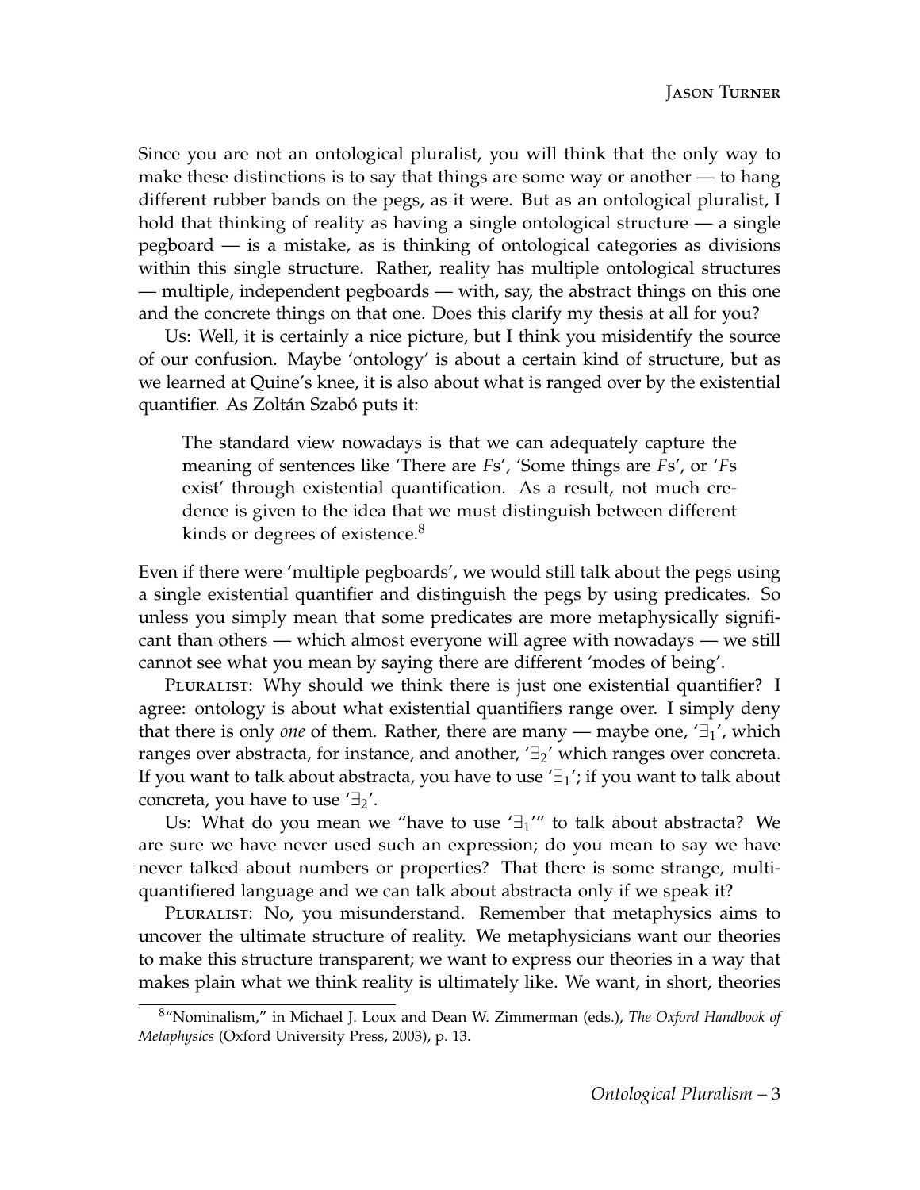Since you are not an ontological pluralist, you will think that the only way to make these distinctions is to say that things are some way or another — to hang different rubber bands on the pegs, as it were. But as an ontological pluralist, I hold that thinking of reality as having a single ontological structure — a single pegboard — is a mistake, as is thinking of ontological categories as divisions within this single structure. Rather, reality has multiple ontological structures — multiple, independent pegboards — with, say, the abstract things on this one and the concrete things on that one. Does this clarify my thesis at all for you?

Us: Well, it is certainly a nice picture, but I think you misidentify the source of our confusion. Maybe 'ontology' is about a certain kind of structure, but as we learned at Quine's knee, it is also about what is ranged over by the existential quantifier. As Zoltán Szabó puts it:

> The standard view nowadays is that we can adequately capture the meaning of sentences like 'There are *F*s', 'Some things are *F*s', or '*F*s exist' through existential quantification. As a result, not much credence is given to the idea that we must distinguish between different kinds or degrees of existence.[8]

Even if there were 'multiple pegboards', we would still talk about the pegs using a single existential quantifier and distinguish the pegs by using predicates. So unless you simply mean that some predicates are more metaphysically significant than others — which almost everyone will agree with nowadays — we still cannot see what you mean by saying there are different 'modes of being'.

Pluralist: Why should we think there is just one existential quantifier? I agree: ontology is about what existential quantifiers range over. I simply deny that there is only *one* of them. Rather, there are many — maybe one, '$\exists_1$', which ranges over abstracta, for instance, and another, '$\exists_2$' which ranges over concreta. If you want to talk about abstracta, you have to use '$\exists_1$'; if you want to talk about concreta, you have to use '$\exists_2$'.

Us: What do you mean we "have to use '$\exists_1$'" to talk about abstracta? We are sure we have never used such an expression; do you mean to say we have never talked about numbers or properties? That there is some strange, multi-quantifiered language and we can talk about abstracta only if we speak it?

Pluralist: No, you misunderstand. Remember that metaphysics aims to uncover the ultimate structure of reality. We metaphysicians want our theories to make this structure transparent; we want to express our theories in a way that makes plain what we think reality is ultimately like. We want, in short, theories

[8] "Nominalism," in Michael J. Loux and Dean W. Zimmerman (eds.), *The Oxford Handbook of Metaphysics* (Oxford University Press, 2003), p. 13.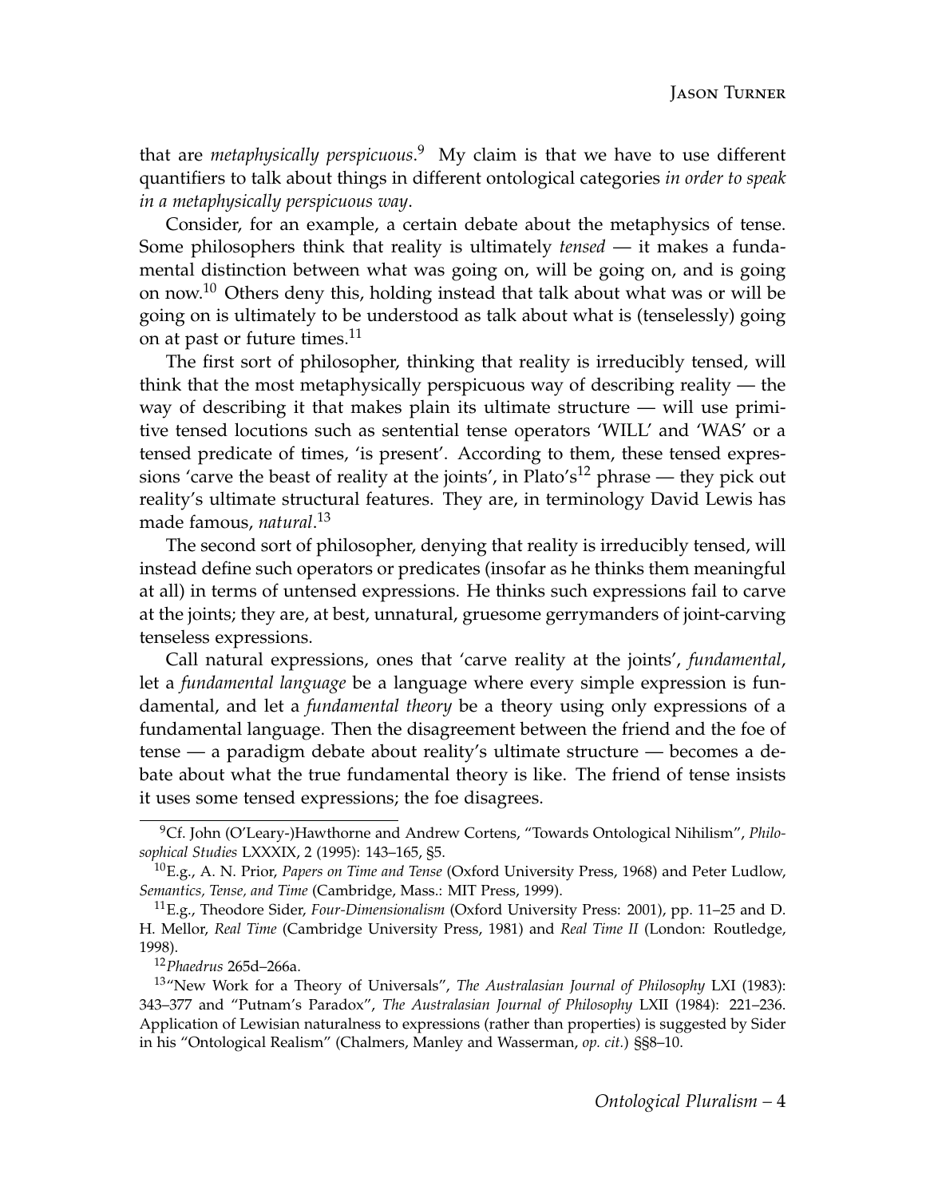that are *metaphysically perspicuous*.[9] My claim is that we have to use different quantifiers to talk about things in different ontological categories *in order to speak in a metaphysically perspicuous way*.

Consider, for an example, a certain debate about the metaphysics of tense. Some philosophers think that reality is ultimately *tensed* — it makes a fundamental distinction between what was going on, will be going on, and is going on now.[10] Others deny this, holding instead that talk about what was or will be going on is ultimately to be understood as talk about what is (tenselessly) going on at past or future times.[11]

The first sort of philosopher, thinking that reality is irreducibly tensed, will think that the most metaphysically perspicuous way of describing reality — the way of describing it that makes plain its ultimate structure — will use primitive tensed locutions such as sentential tense operators 'WILL' and 'WAS' or a tensed predicate of times, 'is present'. According to them, these tensed expressions 'carve the beast of reality at the joints', in Plato's[12] phrase — they pick out reality's ultimate structural features. They are, in terminology David Lewis has made famous, *natural*.[13]

The second sort of philosopher, denying that reality is irreducibly tensed, will instead define such operators or predicates (insofar as he thinks them meaningful at all) in terms of untensed expressions. He thinks such expressions fail to carve at the joints; they are, at best, unnatural, gruesome gerrymanders of joint-carving tenseless expressions.

Call natural expressions, ones that 'carve reality at the joints', *fundamental*, let a *fundamental language* be a language where every simple expression is fundamental, and let a *fundamental theory* be a theory using only expressions of a fundamental language. Then the disagreement between the friend and the foe of tense — a paradigm debate about reality's ultimate structure — becomes a debate about what the true fundamental theory is like. The friend of tense insists it uses some tensed expressions; the foe disagrees.

---

[9] Cf. John (O'Leary-)Hawthorne and Andrew Cortens, "Towards Ontological Nihilism", *Philosophical Studies* LXXXIX, 2 (1995): 143–165, §5.

[10] E.g., A. N. Prior, *Papers on Time and Tense* (Oxford University Press, 1968) and Peter Ludlow, *Semantics, Tense, and Time* (Cambridge, Mass.: MIT Press, 1999).

[11] E.g., Theodore Sider, *Four-Dimensionalism* (Oxford University Press: 2001), pp. 11–25 and D. H. Mellor, *Real Time* (Cambridge University Press, 1981) and *Real Time II* (London: Routledge, 1998).

[12] *Phaedrus* 265d–266a.

[13] "New Work for a Theory of Universals", *The Australasian Journal of Philosophy* LXI (1983): 343–377 and "Putnam's Paradox", *The Australasian Journal of Philosophy* LXII (1984): 221–236. Application of Lewisian naturalness to expressions (rather than properties) is suggested by Sider in his "Ontological Realism" (Chalmers, Manley and Wasserman, *op. cit.*) §§8–10.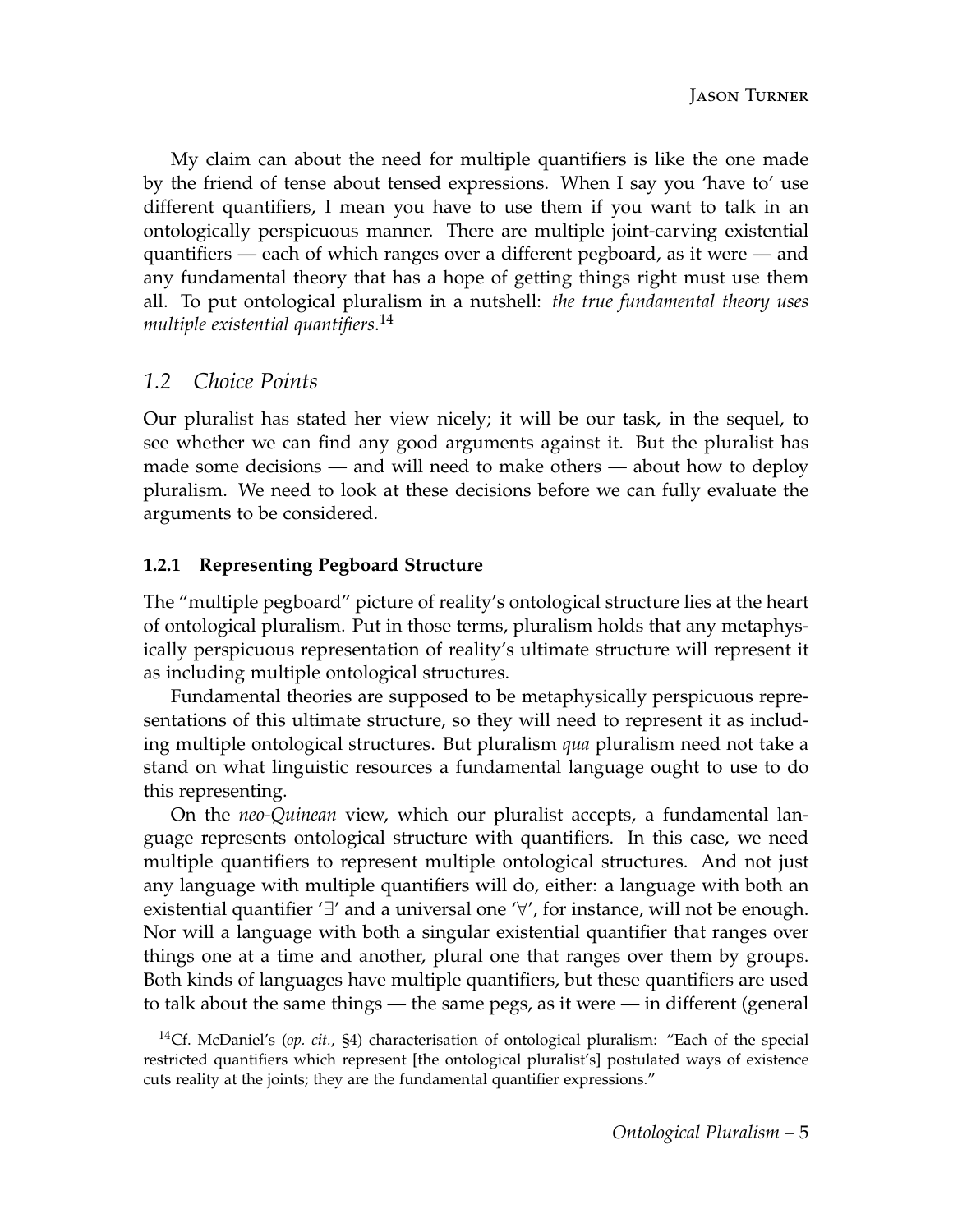My claim can about the need for multiple quantifiers is like the one made by the friend of tense about tensed expressions. When I say you 'have to' use different quantifiers, I mean you have to use them if you want to talk in an ontologically perspicuous manner. There are multiple joint-carving existential quantifiers — each of which ranges over a different pegboard, as it were — and any fundamental theory that has a hope of getting things right must use them all. To put ontological pluralism in a nutshell: *the true fundamental theory uses multiple existential quantifiers*.[14]

## *1.2 Choice Points*

Our pluralist has stated her view nicely; it will be our task, in the sequel, to see whether we can find any good arguments against it. But the pluralist has made some decisions — and will need to make others — about how to deploy pluralism. We need to look at these decisions before we can fully evaluate the arguments to be considered.

### 1.2.1 Representing Pegboard Structure

The "multiple pegboard" picture of reality's ontological structure lies at the heart of ontological pluralism. Put in those terms, pluralism holds that any metaphysically perspicuous representation of reality's ultimate structure will represent it as including multiple ontological structures.

Fundamental theories are supposed to be metaphysically perspicuous representations of this ultimate structure, so they will need to represent it as including multiple ontological structures. But pluralism *qua* pluralism need not take a stand on what linguistic resources a fundamental language ought to use to do this representing.

On the *neo-Quinean* view, which our pluralist accepts, a fundamental language represents ontological structure with quantifiers. In this case, we need multiple quantifiers to represent multiple ontological structures. And not just any language with multiple quantifiers will do, either: a language with both an existential quantifier '$\exists$' and a universal one '$\forall$', for instance, will not be enough. Nor will a language with both a singular existential quantifier that ranges over things one at a time and another, plural one that ranges over them by groups. Both kinds of languages have multiple quantifiers, but these quantifiers are used to talk about the same things — the same pegs, as it were — in different (general

[14] Cf. McDaniel's (*op. cit.*, §4) characterisation of ontological pluralism: "Each of the special restricted quantifiers which represent [the ontological pluralist's] postulated ways of existence cuts reality at the joints; they are the fundamental quantifier expressions."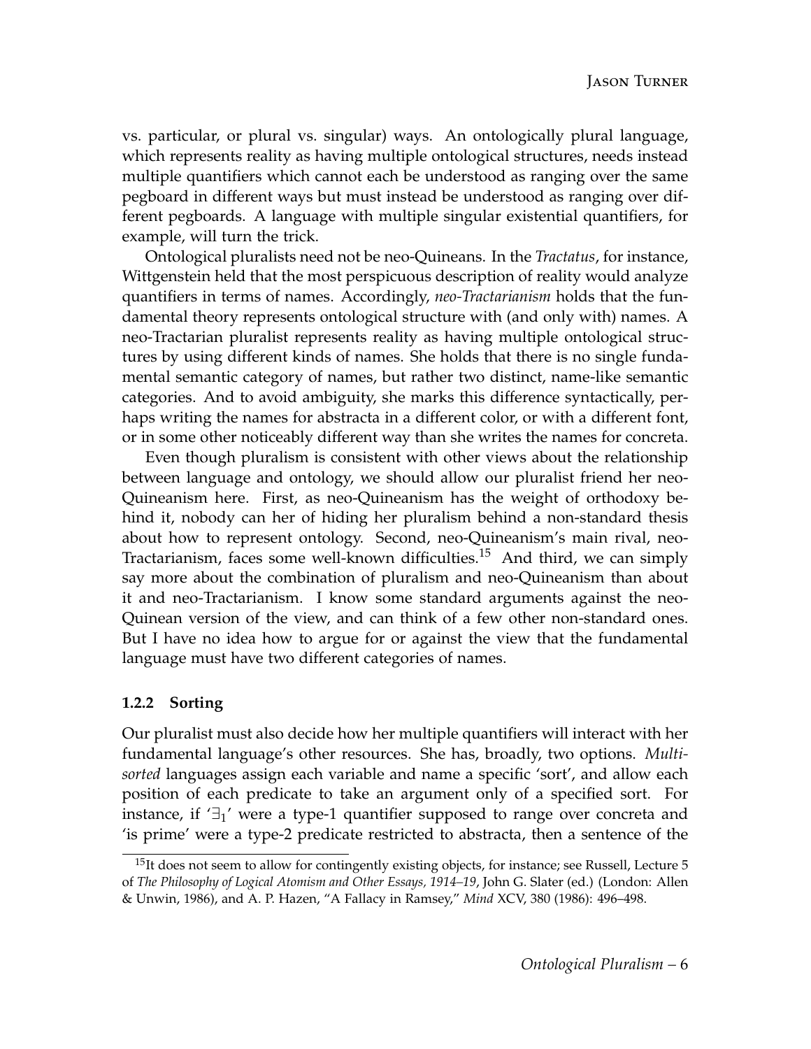vs. particular, or plural vs. singular) ways. An ontologically plural language, which represents reality as having multiple ontological structures, needs instead multiple quantifiers which cannot each be understood as ranging over the same pegboard in different ways but must instead be understood as ranging over different pegboards. A language with multiple singular existential quantifiers, for example, will turn the trick.

Ontological pluralists need not be neo-Quineans. In the *Tractatus*, for instance, Wittgenstein held that the most perspicuous description of reality would analyze quantifiers in terms of names. Accordingly, *neo-Tractarianism* holds that the fundamental theory represents ontological structure with (and only with) names. A neo-Tractarian pluralist represents reality as having multiple ontological structures by using different kinds of names. She holds that there is no single fundamental semantic category of names, but rather two distinct, name-like semantic categories. And to avoid ambiguity, she marks this difference syntactically, perhaps writing the names for abstracta in a different color, or with a different font, or in some other noticeably different way than she writes the names for concreta.

Even though pluralism is consistent with other views about the relationship between language and ontology, we should allow our pluralist friend her neo-Quineanism here. First, as neo-Quineanism has the weight of orthodoxy behind it, nobody can her of hiding her pluralism behind a non-standard thesis about how to represent ontology. Second, neo-Quineanism's main rival, neo-Tractarianism, faces some well-known difficulties.[15] And third, we can simply say more about the combination of pluralism and neo-Quineanism than about it and neo-Tractarianism. I know some standard arguments against the neo-Quinean version of the view, and can think of a few other non-standard ones. But I have no idea how to argue for or against the view that the fundamental language must have two different categories of names.

### 1.2.2 Sorting

Our pluralist must also decide how her multiple quantifiers will interact with her fundamental language's other resources. She has, broadly, two options. *Multi-sorted* languages assign each variable and name a specific 'sort', and allow each position of each predicate to take an argument only of a specified sort. For instance, if '$\exists_1$' were a type-1 quantifier supposed to range over concreta and 'is prime' were a type-2 predicate restricted to abstracta, then a sentence of the

[15] It does not seem to allow for contingently existing objects, for instance; see Russell, Lecture 5 of *The Philosophy of Logical Atomism and Other Essays, 1914–19*, John G. Slater (ed.) (London: Allen & Unwin, 1986), and A. P. Hazen, "A Fallacy in Ramsey," *Mind* XCV, 380 (1986): 496–498.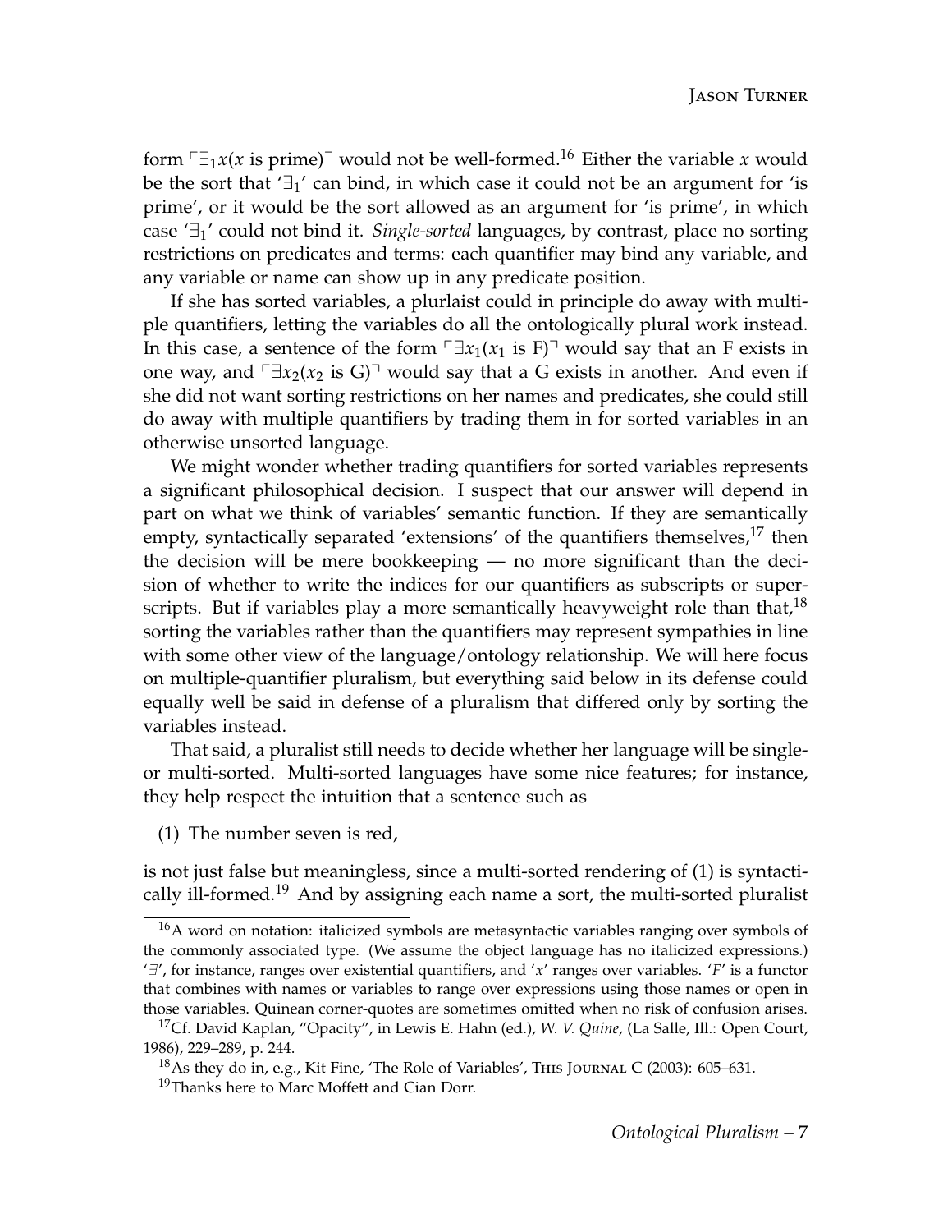form ⌜$\exists_1 x$($x$ is prime)⌝ would not be well-formed.[16] Either the variable $x$ would be the sort that '$\exists_1$' can bind, in which case it could not be an argument for 'is prime', or it would be the sort allowed as an argument for 'is prime', in which case '$\exists_1$' could not bind it. *Single-sorted* languages, by contrast, place no sorting restrictions on predicates and terms: each quantifier may bind any variable, and any variable or name can show up in any predicate position.

If she has sorted variables, a plurlaist could in principle do away with multiple quantifiers, letting the variables do all the ontologically plural work instead. In this case, a sentence of the form ⌜$\exists x_1$($x_1$ is F)⌝ would say that an F exists in one way, and ⌜$\exists x_2$($x_2$ is G)⌝ would say that a G exists in another. And even if she did not want sorting restrictions on her names and predicates, she could still do away with multiple quantifiers by trading them in for sorted variables in an otherwise unsorted language.

We might wonder whether trading quantifiers for sorted variables represents a significant philosophical decision. I suspect that our answer will depend in part on what we think of variables' semantic function. If they are semantically empty, syntactically separated 'extensions' of the quantifiers themselves,[17] then the decision will be mere bookkeeping — no more significant than the decision of whether to write the indices for our quantifiers as subscripts or superscripts. But if variables play a more semantically heavyweight role than that,[18] sorting the variables rather than the quantifiers may represent sympathies in line with some other view of the language/ontology relationship. We will here focus on multiple-quantifier pluralism, but everything said below in its defense could equally well be said in defense of a pluralism that differed only by sorting the variables instead.

That said, a pluralist still needs to decide whether her language will be single- or multi-sorted. Multi-sorted languages have some nice features; for instance, they help respect the intuition that a sentence such as

(1) The number seven is red,

is not just false but meaningless, since a multi-sorted rendering of (1) is syntactically ill-formed.[19] And by assigning each name a sort, the multi-sorted pluralist

---

[16] A word on notation: italicized symbols are metasyntactic variables ranging over symbols of the commonly associated type. (We assume the object language has no italicized expressions.) '$\exists$', for instance, ranges over existential quantifiers, and '$x$' ranges over variables. '$F$' is a functor that combines with names or variables to range over expressions using those names or open in those variables. Quinean corner-quotes are sometimes omitted when no risk of confusion arises.

[17] Cf. David Kaplan, "Opacity", in Lewis E. Hahn (ed.), *W. V. Quine*, (La Salle, Ill.: Open Court, 1986), 229–289, p. 244.

[18] As they do in, e.g., Kit Fine, 'The Role of Variables', This Journal C (2003): 605–631.

[19] Thanks here to Marc Moffett and Cian Dorr.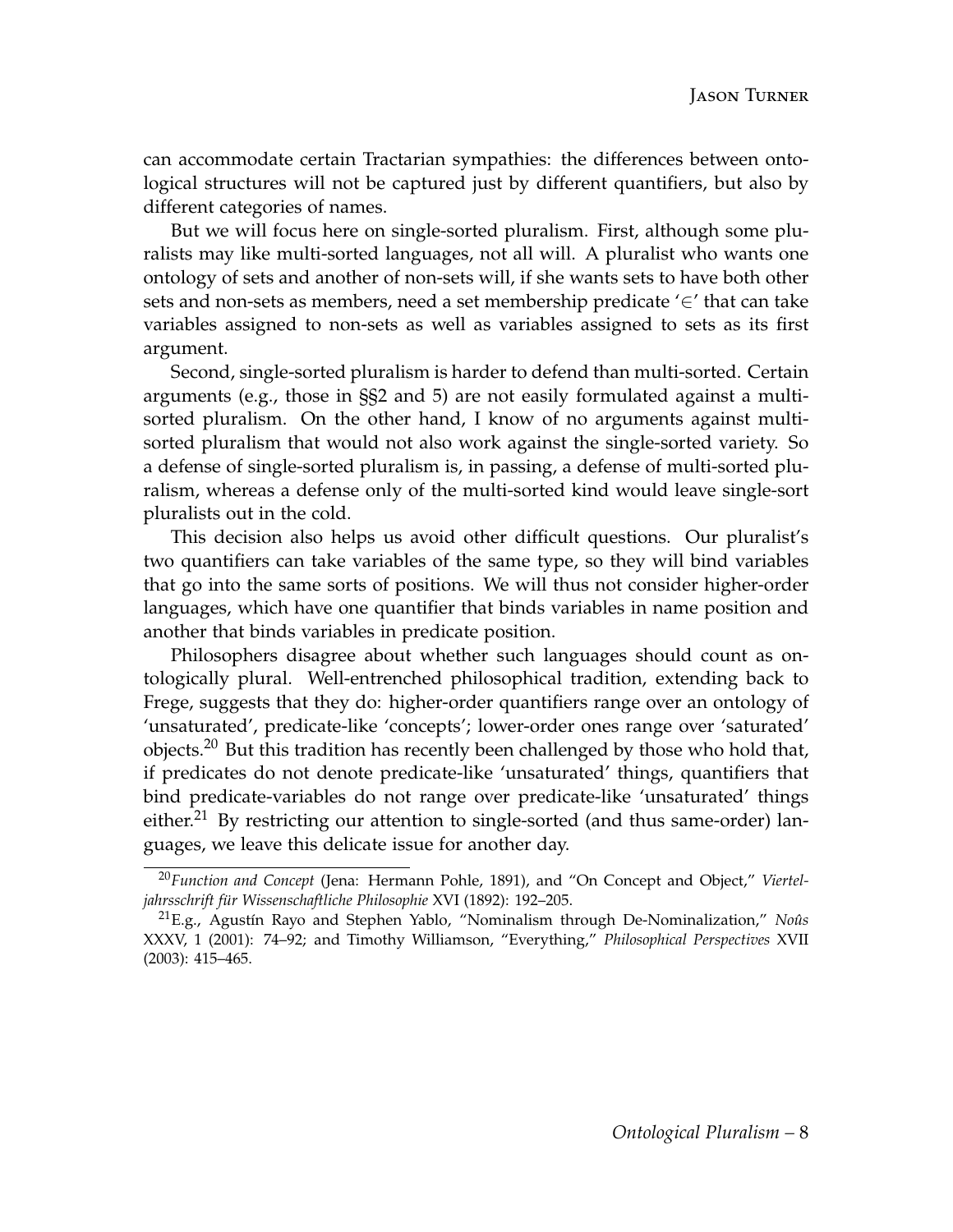can accommodate certain Tractarian sympathies: the differences between ontological structures will not be captured just by different quantifiers, but also by different categories of names.

But we will focus here on single-sorted pluralism. First, although some pluralists may like multi-sorted languages, not all will. A pluralist who wants one ontology of sets and another of non-sets will, if she wants sets to have both other sets and non-sets as members, need a set membership predicate '$\in$' that can take variables assigned to non-sets as well as variables assigned to sets as its first argument.

Second, single-sorted pluralism is harder to defend than multi-sorted. Certain arguments (e.g., those in §§2 and 5) are not easily formulated against a multi-sorted pluralism. On the other hand, I know of no arguments against multi-sorted pluralism that would not also work against the single-sorted variety. So a defense of single-sorted pluralism is, in passing, a defense of multi-sorted pluralism, whereas a defense only of the multi-sorted kind would leave single-sort pluralists out in the cold.

This decision also helps us avoid other difficult questions. Our pluralist's two quantifiers can take variables of the same type, so they will bind variables that go into the same sorts of positions. We will thus not consider higher-order languages, which have one quantifier that binds variables in name position and another that binds variables in predicate position.

Philosophers disagree about whether such languages should count as ontologically plural. Well-entrenched philosophical tradition, extending back to Frege, suggests that they do: higher-order quantifiers range over an ontology of 'unsaturated', predicate-like 'concepts'; lower-order ones range over 'saturated' objects.[20] But this tradition has recently been challenged by those who hold that, if predicates do not denote predicate-like 'unsaturated' things, quantifiers that bind predicate-variables do not range over predicate-like 'unsaturated' things either.[21] By restricting our attention to single-sorted (and thus same-order) languages, we leave this delicate issue for another day.

---

[20] *Function and Concept* (Jena: Hermann Pohle, 1891), and "On Concept and Object," *Vierteljahrsschrift für Wissenschaftliche Philosophie* XVI (1892): 192–205.

[21] E.g., Agustín Rayo and Stephen Yablo, "Nominalism through De-Nominalization," *Noûs* XXXV, 1 (2001): 74–92; and Timothy Williamson, "Everything," *Philosophical Perspectives* XVII (2003): 415–465.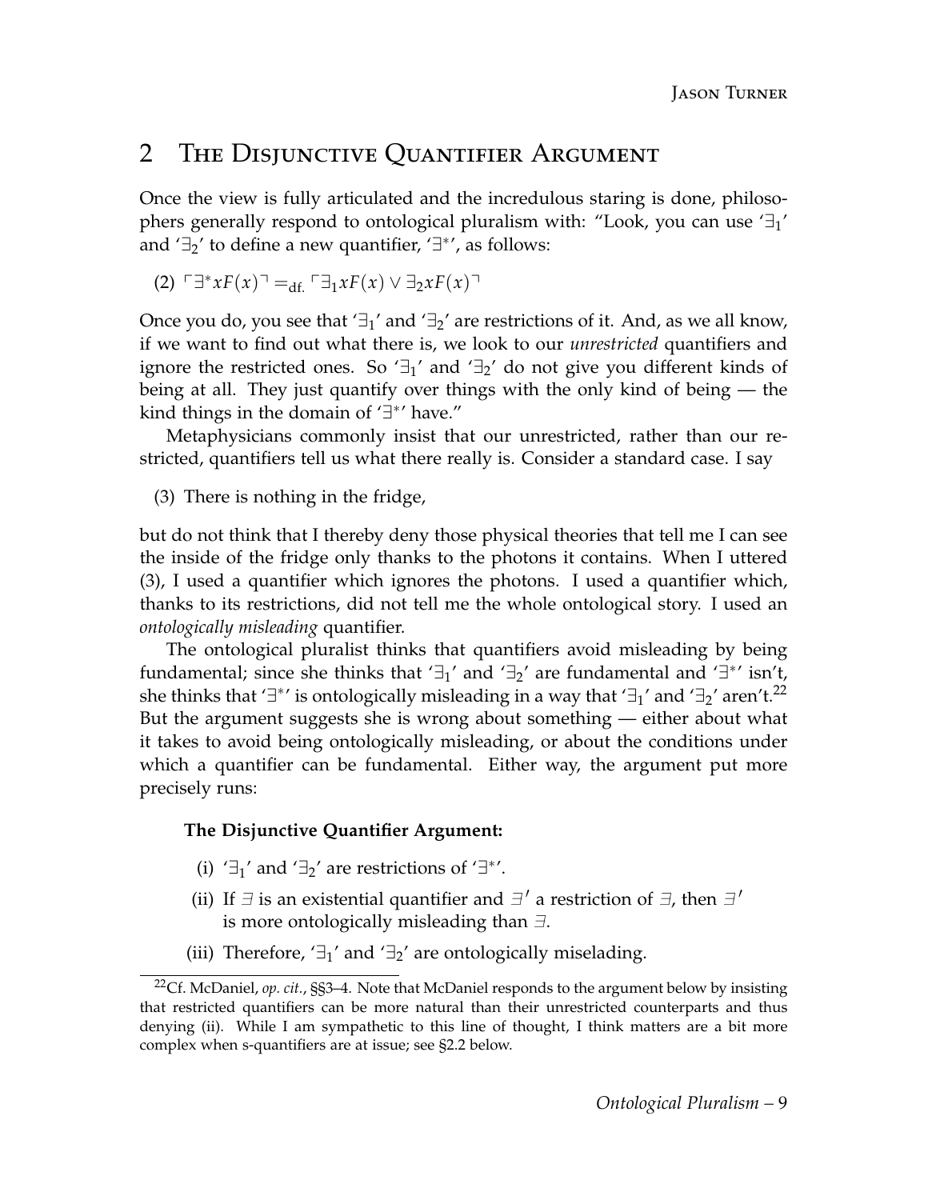## 2 The Disjunctive Quantifier Argument

Once the view is fully articulated and the incredulous staring is done, philosophers generally respond to ontological pluralism with: "Look, you can use '$\exists_1$' and '$\exists_2$' to define a new quantifier, '$\exists^*$', as follows:

(2) $\ulcorner \exists^* x F(x) \urcorner =_{\text{df.}} \ulcorner \exists_1 x F(x) \vee \exists_2 x F(x) \urcorner$

Once you do, you see that '$\exists_1$' and '$\exists_2$' are restrictions of it. And, as we all know, if we want to find out what there is, we look to our *unrestricted* quantifiers and ignore the restricted ones. So '$\exists_1$' and '$\exists_2$' do not give you different kinds of being at all. They just quantify over things with the only kind of being — the kind things in the domain of '$\exists^*$' have."

Metaphysicians commonly insist that our unrestricted, rather than our restricted, quantifiers tell us what there really is. Consider a standard case. I say

(3) There is nothing in the fridge,

but do not think that I thereby deny those physical theories that tell me I can see the inside of the fridge only thanks to the photons it contains. When I uttered (3), I used a quantifier which ignores the photons. I used a quantifier which, thanks to its restrictions, did not tell me the whole ontological story. I used an *ontologically misleading* quantifier.

The ontological pluralist thinks that quantifiers avoid misleading by being fundamental; since she thinks that '$\exists_1$' and '$\exists_2$' are fundamental and '$\exists^*$' isn't, she thinks that '$\exists^*$' is ontologically misleading in a way that '$\exists_1$' and '$\exists_2$' aren't.[22] But the argument suggests she is wrong about something — either about what it takes to avoid being ontologically misleading, or about the conditions under which a quantifier can be fundamental. Either way, the argument put more precisely runs:

**The Disjunctive Quantifier Argument:**

(i) '$\exists_1$' and '$\exists_2$' are restrictions of '$\exists^*$'.

(ii) If $\exists$ is an existential quantifier and $\exists'$ a restriction of $\exists$, then $\exists'$ is more ontologically misleading than $\exists$.

(iii) Therefore, '$\exists_1$' and '$\exists_2$' are ontologically miseleading.

[22] Cf. McDaniel, *op. cit.*, §§3–4. Note that McDaniel responds to the argument below by insisting that restricted quantifiers can be more natural than their unrestricted counterparts and thus denying (ii). While I am sympathetic to this line of thought, I think matters are a bit more complex when s-quantifiers are at issue; see §2.2 below.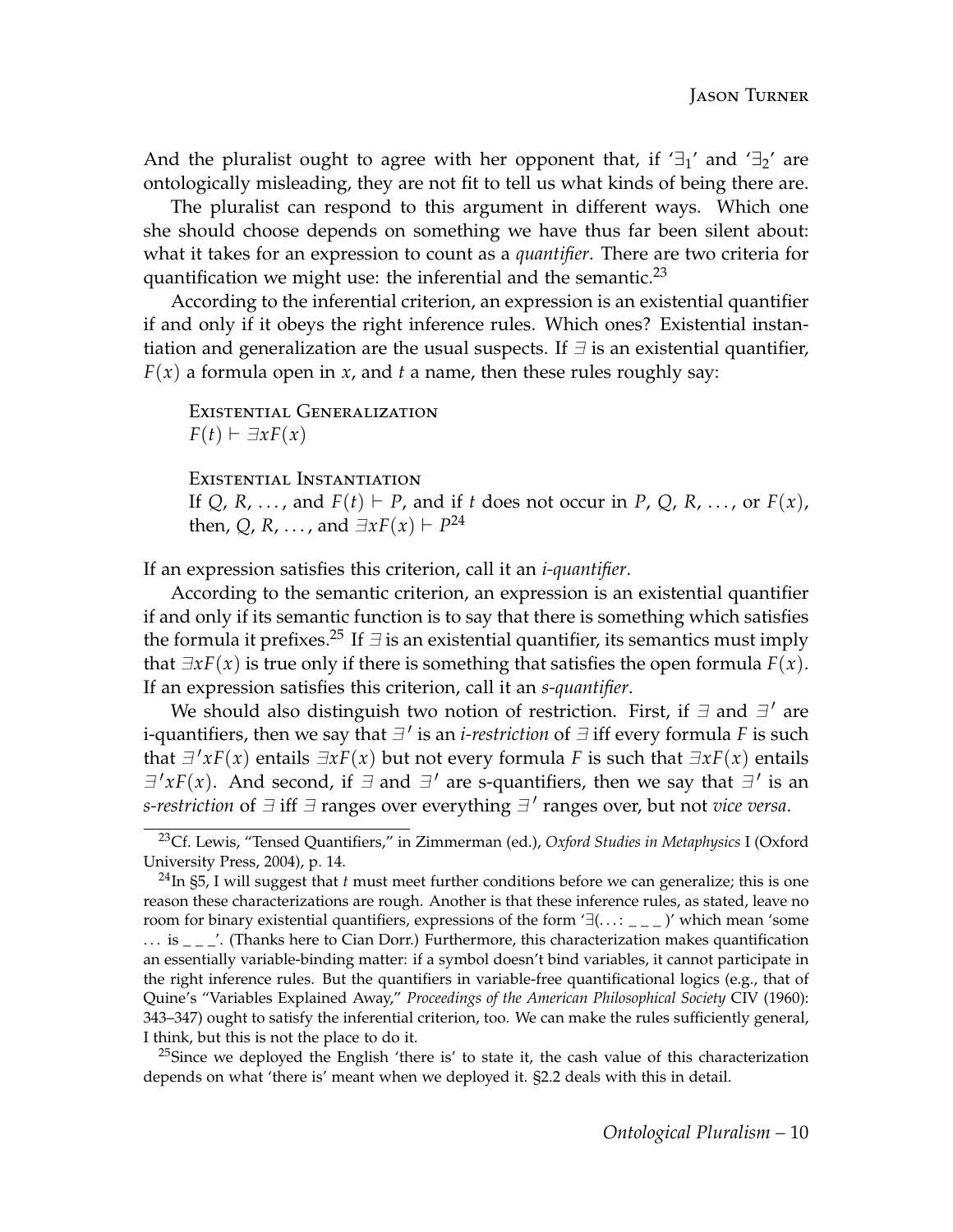And the pluralist ought to agree with her opponent that, if '$\exists_1$' and '$\exists_2$' are ontologically misleading, they are not fit to tell us what kinds of being there are.

The pluralist can respond to this argument in different ways. Which one she should choose depends on something we have thus far been silent about: what it takes for an expression to count as a *quantifier*. There are two criteria for quantification we might use: the inferential and the semantic.[23]

According to the inferential criterion, an expression is an existential quantifier if and only if it obeys the right inference rules. Which ones? Existential instantiation and generalization are the usual suspects. If $\exists$ is an existential quantifier, $F(x)$ a formula open in $x$, and $t$ a name, then these rules roughly say:

> Existential Generalization
> $F(t) \vdash \exists x F(x)$
>
> Existential Instantiation
> If $Q$, $R$, ..., and $F(t) \vdash P$, and if $t$ does not occur in $P$, $Q$, $R$, ..., or $F(x)$, then, $Q$, $R$, ..., and $\exists x F(x) \vdash P$[24]

If an expression satisfies this criterion, call it an *i-quantifier*.

According to the semantic criterion, an expression is an existential quantifier if and only if its semantic function is to say that there is something which satisfies the formula it prefixes.[25] If $\exists$ is an existential quantifier, its semantics must imply that $\exists x F(x)$ is true only if there is something that satisfies the open formula $F(x)$. If an expression satisfies this criterion, call it an *s-quantifier*.

We should also distinguish two notion of restriction. First, if $\exists$ and $\exists'$ are i-quantifiers, then we say that $\exists'$ is an *i-restriction* of $\exists$ iff every formula $F$ is such that $\exists' x F(x)$ entails $\exists x F(x)$ but not every formula $F$ is such that $\exists x F(x)$ entails $\exists' x F(x)$. And second, if $\exists$ and $\exists'$ are s-quantifiers, then we say that $\exists'$ is an *s-restriction* of $\exists$ iff $\exists$ ranges over everything $\exists'$ ranges over, but not *vice versa*.

---

[23] Cf. Lewis, "Tensed Quantifiers," in Zimmerman (ed.), *Oxford Studies in Metaphysics* I (Oxford University Press, 2004), p. 14.

[24] In §5, I will suggest that $t$ must meet further conditions before we can generalize; this is one reason these characterizations are rough. Another is that these inference rules, as stated, leave no room for binary existential quantifiers, expressions of the form '$\exists(\ldots : \_\,\_\,\_)$' which mean 'some ... is _ _ _'. (Thanks here to Cian Dorr.) Furthermore, this characterization makes quantification an essentially variable-binding matter: if a symbol doesn't bind variables, it cannot participate in the right inference rules. But the quantifiers in variable-free quantificational logics (e.g., that of Quine's "Variables Explained Away," *Proceedings of the American Philosophical Society* CIV (1960): 343–347) ought to satisfy the inferential criterion, too. We can make the rules sufficiently general, I think, but this is not the place to do it.

[25] Since we deployed the English 'there is' to state it, the cash value of this characterization depends on what 'there is' meant when we deployed it. §2.2 deals with this in detail.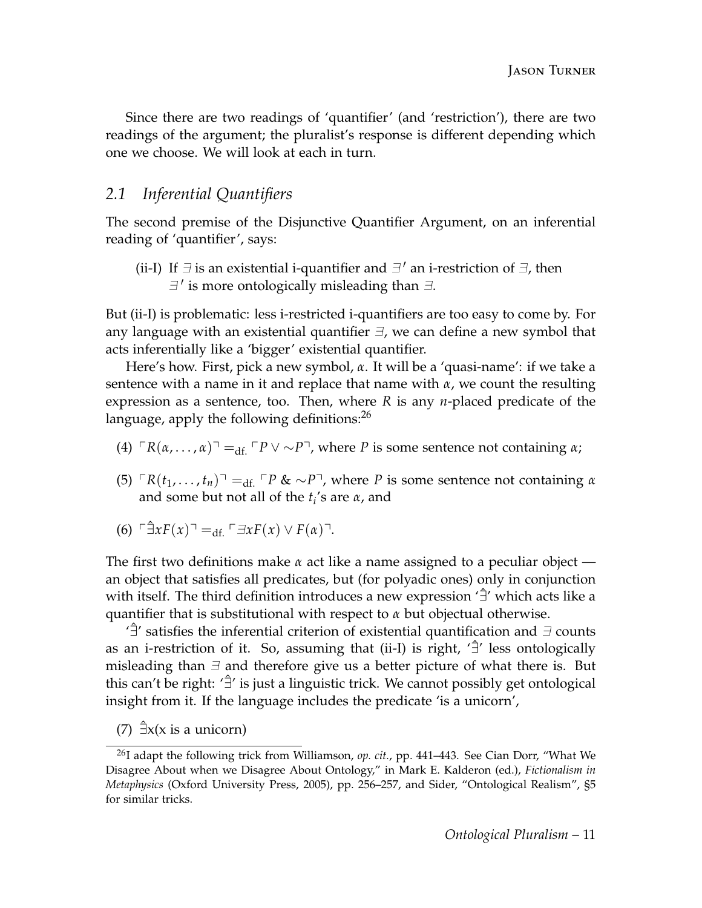Since there are two readings of 'quantifier' (and 'restriction'), there are two readings of the argument; the pluralist's response is different depending which one we choose. We will look at each in turn.

## 2.1 *Inferential Quantifiers*

The second premise of the Disjunctive Quantifier Argument, on an inferential reading of 'quantifier', says:

(ii-I) If $\exists$ is an existential i-quantifier and $\exists'$ an i-restriction of $\exists$, then $\exists'$ is more ontologically misleading than $\exists$.

But (ii-I) is problematic: less i-restricted i-quantifiers are too easy to come by. For any language with an existential quantifier $\exists$, we can define a new symbol that acts inferentially like a 'bigger' existential quantifier.

Here's how. First, pick a new symbol, $\alpha$. It will be a 'quasi-name': if we take a sentence with a name in it and replace that name with $\alpha$, we count the resulting expression as a sentence, too. Then, where $R$ is any $n$-placed predicate of the language, apply the following definitions:[26]

(4) $\ulcorner R(\alpha, \dots, \alpha) \urcorner =_{\text{df.}} \ulcorner P \vee \sim P \urcorner$, where $P$ is some sentence not containing $\alpha$;

(5) $\ulcorner R(t_1, \dots, t_n) \urcorner =_{\text{df.}} \ulcorner P \,\&\, \sim P \urcorner$, where $P$ is some sentence not containing $\alpha$ and some but not all of the $t_i$'s are $\alpha$, and

(6) $\ulcorner \hat{\exists} x F(x) \urcorner =_{\text{df.}} \ulcorner \exists x F(x) \vee F(\alpha) \urcorner$.

The first two definitions make $\alpha$ act like a name assigned to a peculiar object — an object that satisfies all predicates, but (for polyadic ones) only in conjunction with itself. The third definition introduces a new expression '$\hat{\exists}$' which acts like a quantifier that is substitutional with respect to $\alpha$ but objectual otherwise.

'$\hat{\exists}$' satisfies the inferential criterion of existential quantification and $\exists$ counts as an i-restriction of it. So, assuming that (ii-I) is right, '$\hat{\exists}$' less ontologically misleading than $\exists$ and therefore give us a better picture of what there is. But this can't be right: '$\hat{\exists}$' is just a linguistic trick. We cannot possibly get ontological insight from it. If the language includes the predicate 'is a unicorn',

(7) $\hat{\exists}$x(x is a unicorn)

[26]I adapt the following trick from Williamson, *op. cit.*, pp. 441–443. See Cian Dorr, "What We Disagree About when we Disagree About Ontology," in Mark E. Kalderon (ed.), *Fictionalism in Metaphysics* (Oxford University Press, 2005), pp. 256–257, and Sider, "Ontological Realism", §5 for similar tricks.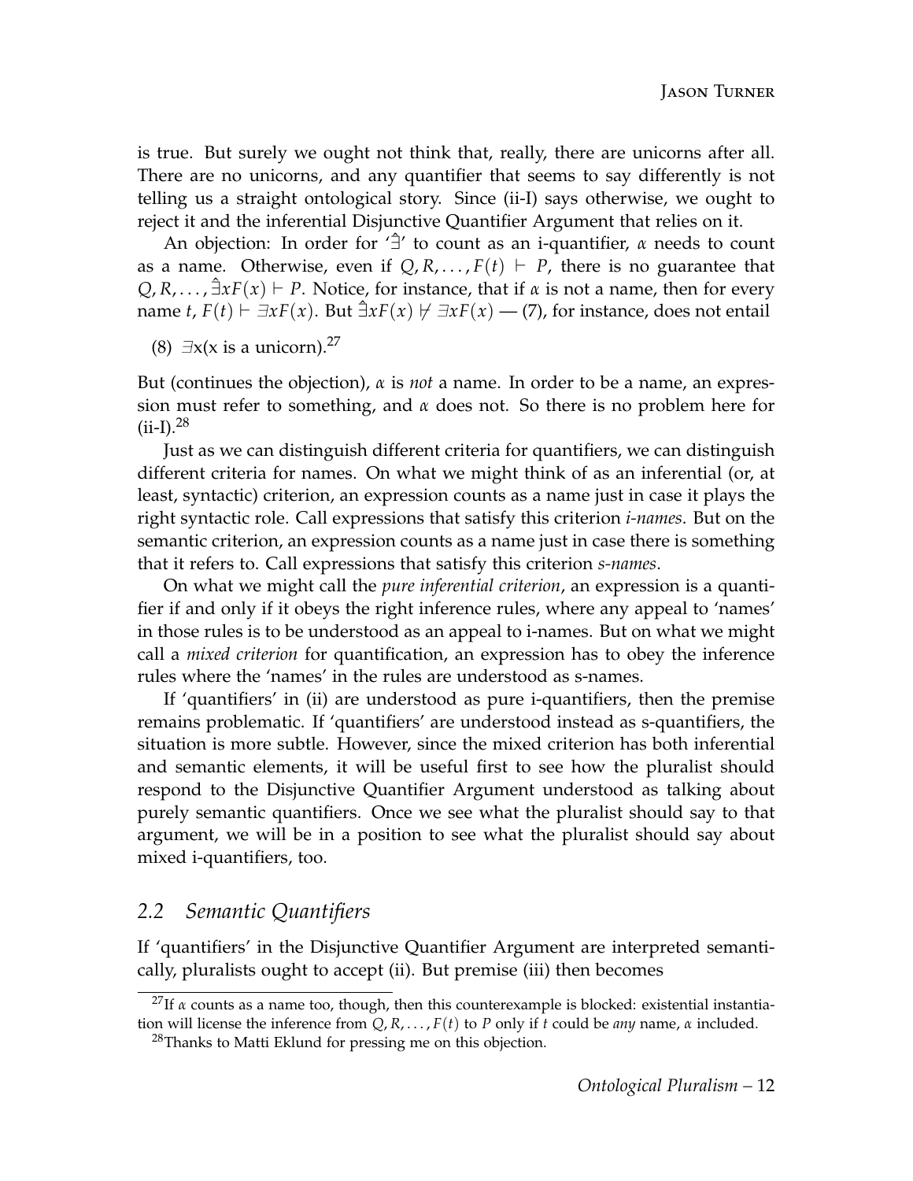is true. But surely we ought not think that, really, there are unicorns after all. There are no unicorns, and any quantifier that seems to say differently is not telling us a straight ontological story. Since (ii-I) says otherwise, we ought to reject it and the inferential Disjunctive Quantifier Argument that relies on it.

An objection: In order for '$\hat{\exists}$' to count as an i-quantifier, $\alpha$ needs to count as a name. Otherwise, even if $Q, R, \ldots, F(t) \vdash P$, there is no guarantee that $Q, R, \ldots, \hat{\exists}xF(x) \vdash P$. Notice, for instance, that if $\alpha$ is not a name, then for every name $t$, $F(t) \vdash \exists xF(x)$. But $\hat{\exists}xF(x) \not\vdash \exists xF(x)$ — (7), for instance, does not entail

(8) $\exists$x(x is a unicorn).[27]

But (continues the objection), $\alpha$ is *not* a name. In order to be a name, an expression must refer to something, and $\alpha$ does not. So there is no problem here for (ii-I).[28]

Just as we can distinguish different criteria for quantifiers, we can distinguish different criteria for names. On what we might think of as an inferential (or, at least, syntactic) criterion, an expression counts as a name just in case it plays the right syntactic role. Call expressions that satisfy this criterion *i-names*. But on the semantic criterion, an expression counts as a name just in case there is something that it refers to. Call expressions that satisfy this criterion *s-names*.

On what we might call the *pure inferential criterion*, an expression is a quantifier if and only if it obeys the right inference rules, where any appeal to 'names' in those rules is to be understood as an appeal to i-names. But on what we might call a *mixed criterion* for quantification, an expression has to obey the inference rules where the 'names' in the rules are understood as s-names.

If 'quantifiers' in (ii) are understood as pure i-quantifiers, then the premise remains problematic. If 'quantifiers' are understood instead as s-quantifiers, the situation is more subtle. However, since the mixed criterion has both inferential and semantic elements, it will be useful first to see how the pluralist should respond to the Disjunctive Quantifier Argument understood as talking about purely semantic quantifiers. Once we see what the pluralist should say to that argument, we will be in a position to see what the pluralist should say about mixed i-quantifiers, too.

## 2.2 *Semantic Quantifiers*

If 'quantifiers' in the Disjunctive Quantifier Argument are interpreted semantically, pluralists ought to accept (ii). But premise (iii) then becomes

[27] If $\alpha$ counts as a name too, though, then this counterexample is blocked: existential instantiation will license the inference from $Q, R, \ldots, F(t)$ to $P$ only if $t$ could be *any* name, $\alpha$ included.

[28] Thanks to Matti Eklund for pressing me on this objection.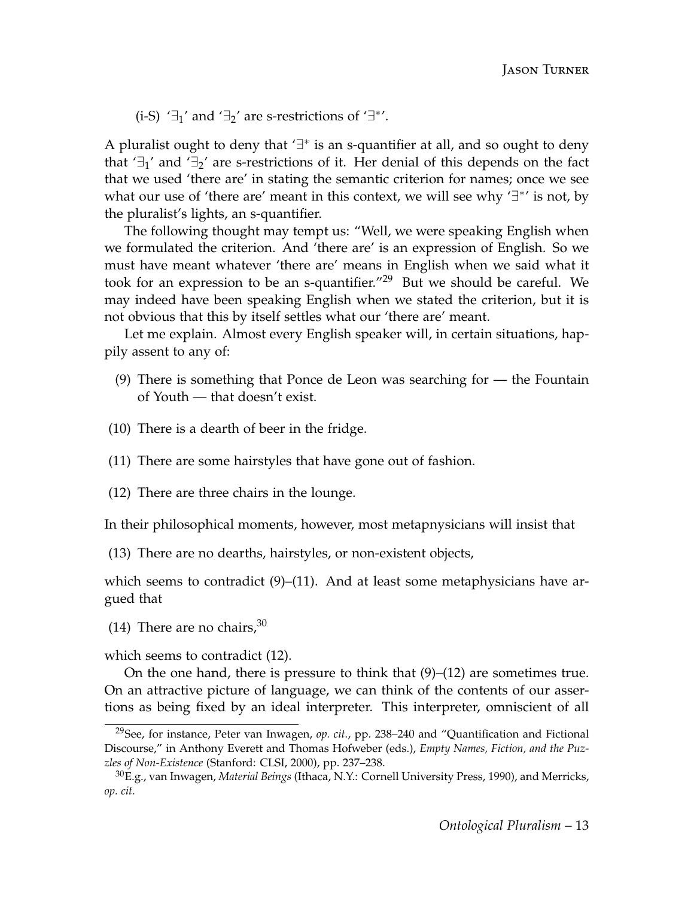(i-S) '$\exists_1$' and '$\exists_2$' are s-restrictions of '$\exists^*$'.

A pluralist ought to deny that '$\exists^*$ is an s-quantifier at all, and so ought to deny that '$\exists_1$' and '$\exists_2$' are s-restrictions of it. Her denial of this depends on the fact that we used 'there are' in stating the semantic criterion for names; once we see what our use of 'there are' meant in this context, we will see why '$\exists^*$' is not, by the pluralist's lights, an s-quantifier.

The following thought may tempt us: "Well, we were speaking English when we formulated the criterion. And 'there are' is an expression of English. So we must have meant whatever 'there are' means in English when we said what it took for an expression to be an s-quantifier."[29] But we should be careful. We may indeed have been speaking English when we stated the criterion, but it is not obvious that this by itself settles what our 'there are' meant.

Let me explain. Almost every English speaker will, in certain situations, happily assent to any of:

(9) There is something that Ponce de Leon was searching for — the Fountain of Youth — that doesn't exist.

(10) There is a dearth of beer in the fridge.

(11) There are some hairstyles that have gone out of fashion.

(12) There are three chairs in the lounge.

In their philosophical moments, however, most metapnysicians will insist that

(13) There are no dearths, hairstyles, or non-existent objects,

which seems to contradict (9)–(11). And at least some metaphysicians have argued that

(14) There are no chairs,[30]

which seems to contradict (12).

On the one hand, there is pressure to think that (9)–(12) are sometimes true. On an attractive picture of language, we can think of the contents of our assertions as being fixed by an ideal interpreter. This interpreter, omniscient of all

[29] See, for instance, Peter van Inwagen, *op. cit.*, pp. 238–240 and "Quantification and Fictional Discourse," in Anthony Everett and Thomas Hofweber (eds.), *Empty Names, Fiction, and the Puzzles of Non-Existence* (Stanford: CLSI, 2000), pp. 237–238.

[30] E.g., van Inwagen, *Material Beings* (Ithaca, N.Y.: Cornell University Press, 1990), and Merricks, *op. cit.*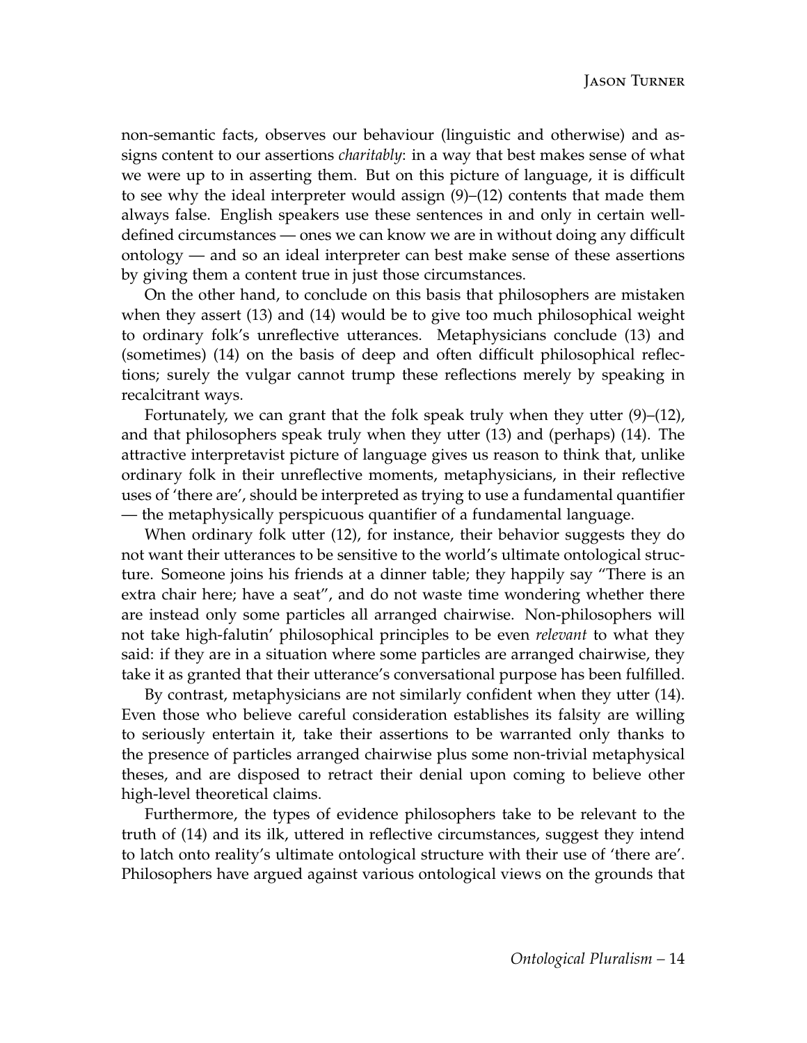non-semantic facts, observes our behaviour (linguistic and otherwise) and assigns content to our assertions *charitably*: in a way that best makes sense of what we were up to in asserting them. But on this picture of language, it is difficult to see why the ideal interpreter would assign (9)–(12) contents that made them always false. English speakers use these sentences in and only in certain well-defined circumstances — ones we can know we are in without doing any difficult ontology — and so an ideal interpreter can best make sense of these assertions by giving them a content true in just those circumstances.

On the other hand, to conclude on this basis that philosophers are mistaken when they assert (13) and (14) would be to give too much philosophical weight to ordinary folk's unreflective utterances. Metaphysicians conclude (13) and (sometimes) (14) on the basis of deep and often difficult philosophical reflections; surely the vulgar cannot trump these reflections merely by speaking in recalcitrant ways.

Fortunately, we can grant that the folk speak truly when they utter (9)–(12), and that philosophers speak truly when they utter (13) and (perhaps) (14). The attractive interpretavist picture of language gives us reason to think that, unlike ordinary folk in their unreflective moments, metaphysicians, in their reflective uses of 'there are', should be interpreted as trying to use a fundamental quantifier — the metaphysically perspicuous quantifier of a fundamental language.

When ordinary folk utter (12), for instance, their behavior suggests they do not want their utterances to be sensitive to the world's ultimate ontological structure. Someone joins his friends at a dinner table; they happily say "There is an extra chair here; have a seat", and do not waste time wondering whether there are instead only some particles all arranged chairwise. Non-philosophers will not take high-falutin' philosophical principles to be even *relevant* to what they said: if they are in a situation where some particles are arranged chairwise, they take it as granted that their utterance's conversational purpose has been fulfilled.

By contrast, metaphysicians are not similarly confident when they utter (14). Even those who believe careful consideration establishes its falsity are willing to seriously entertain it, take their assertions to be warranted only thanks to the presence of particles arranged chairwise plus some non-trivial metaphysical theses, and are disposed to retract their denial upon coming to believe other high-level theoretical claims.

Furthermore, the types of evidence philosophers take to be relevant to the truth of (14) and its ilk, uttered in reflective circumstances, suggest they intend to latch onto reality's ultimate ontological structure with their use of 'there are'. Philosophers have argued against various ontological views on the grounds that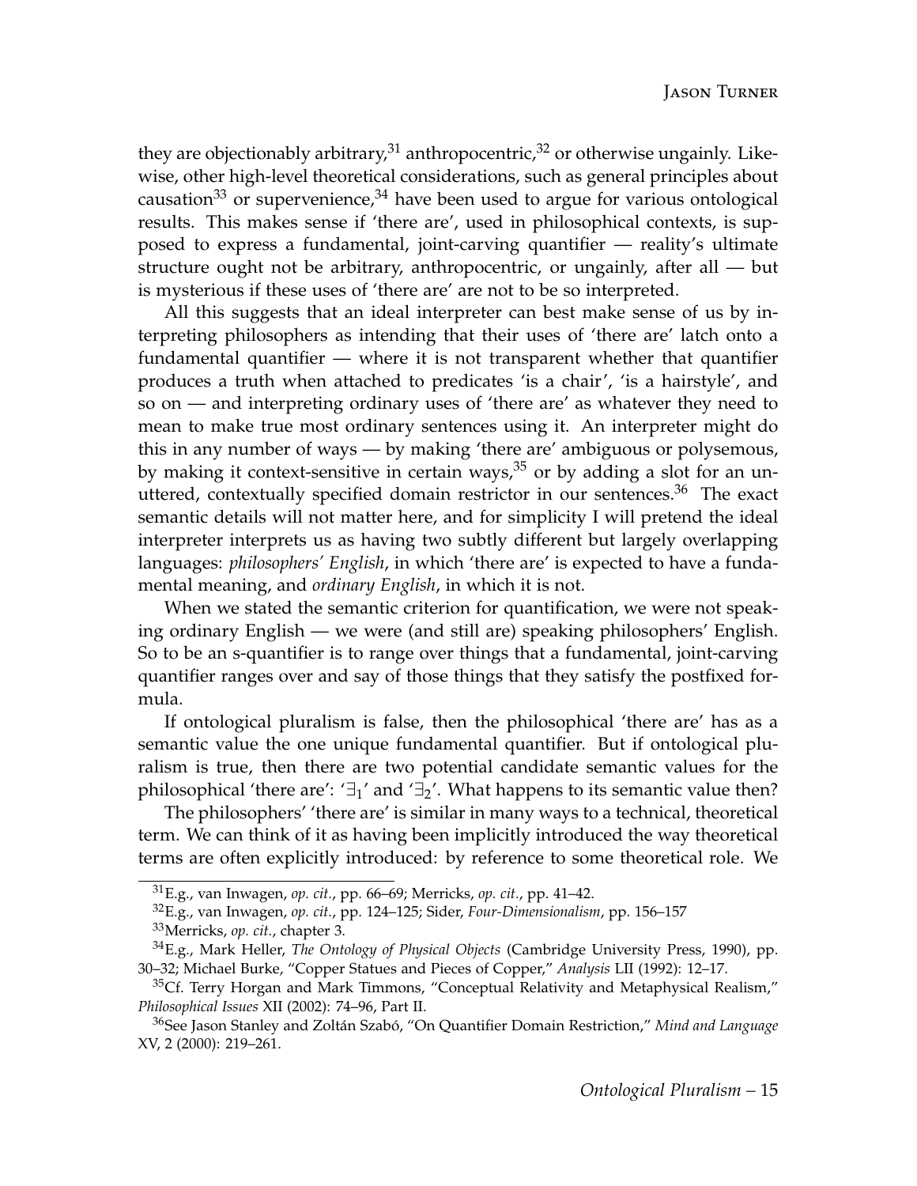they are objectionably arbitrary,[31] anthropocentric,[32] or otherwise ungainly. Likewise, other high-level theoretical considerations, such as general principles about causation[33] or supervenience,[34] have been used to argue for various ontological results. This makes sense if 'there are', used in philosophical contexts, is supposed to express a fundamental, joint-carving quantifier — reality's ultimate structure ought not be arbitrary, anthropocentric, or ungainly, after all — but is mysterious if these uses of 'there are' are not to be so interpreted.

All this suggests that an ideal interpreter can best make sense of us by interpreting philosophers as intending that their uses of 'there are' latch onto a fundamental quantifier — where it is not transparent whether that quantifier produces a truth when attached to predicates 'is a chair', 'is a hairstyle', and so on — and interpreting ordinary uses of 'there are' as whatever they need to mean to make true most ordinary sentences using it. An interpreter might do this in any number of ways — by making 'there are' ambiguous or polysemous, by making it context-sensitive in certain ways,[35] or by adding a slot for an unuttered, contextually specified domain restrictor in our sentences.[36] The exact semantic details will not matter here, and for simplicity I will pretend the ideal interpreter interprets us as having two subtly different but largely overlapping languages: *philosophers' English*, in which 'there are' is expected to have a fundamental meaning, and *ordinary English*, in which it is not.

When we stated the semantic criterion for quantification, we were not speaking ordinary English — we were (and still are) speaking philosophers' English. So to be an s-quantifier is to range over things that a fundamental, joint-carving quantifier ranges over and say of those things that they satisfy the postfixed formula.

If ontological pluralism is false, then the philosophical 'there are' has as a semantic value the one unique fundamental quantifier. But if ontological pluralism is true, then there are two potential candidate semantic values for the philosophical 'there are': '$\exists_1$' and '$\exists_2$'. What happens to its semantic value then?

The philosophers' 'there are' is similar in many ways to a technical, theoretical term. We can think of it as having been implicitly introduced the way theoretical terms are often explicitly introduced: by reference to some theoretical role. We

[31] E.g., van Inwagen, *op. cit.*, pp. 66–69; Merricks, *op. cit.*, pp. 41–42.

[32] E.g., van Inwagen, *op. cit.*, pp. 124–125; Sider, *Four-Dimensionalism*, pp. 156–157

[33] Merricks, *op. cit.*, chapter 3.

[34] E.g., Mark Heller, *The Ontology of Physical Objects* (Cambridge University Press, 1990), pp. 30–32; Michael Burke, "Copper Statues and Pieces of Copper," *Analysis* LII (1992): 12–17.

[35] Cf. Terry Horgan and Mark Timmons, "Conceptual Relativity and Metaphysical Realism," *Philosophical Issues* XII (2002): 74–96, Part II.

[36] See Jason Stanley and Zoltán Szabó, "On Quantifier Domain Restriction," *Mind and Language* XV, 2 (2000): 219–261.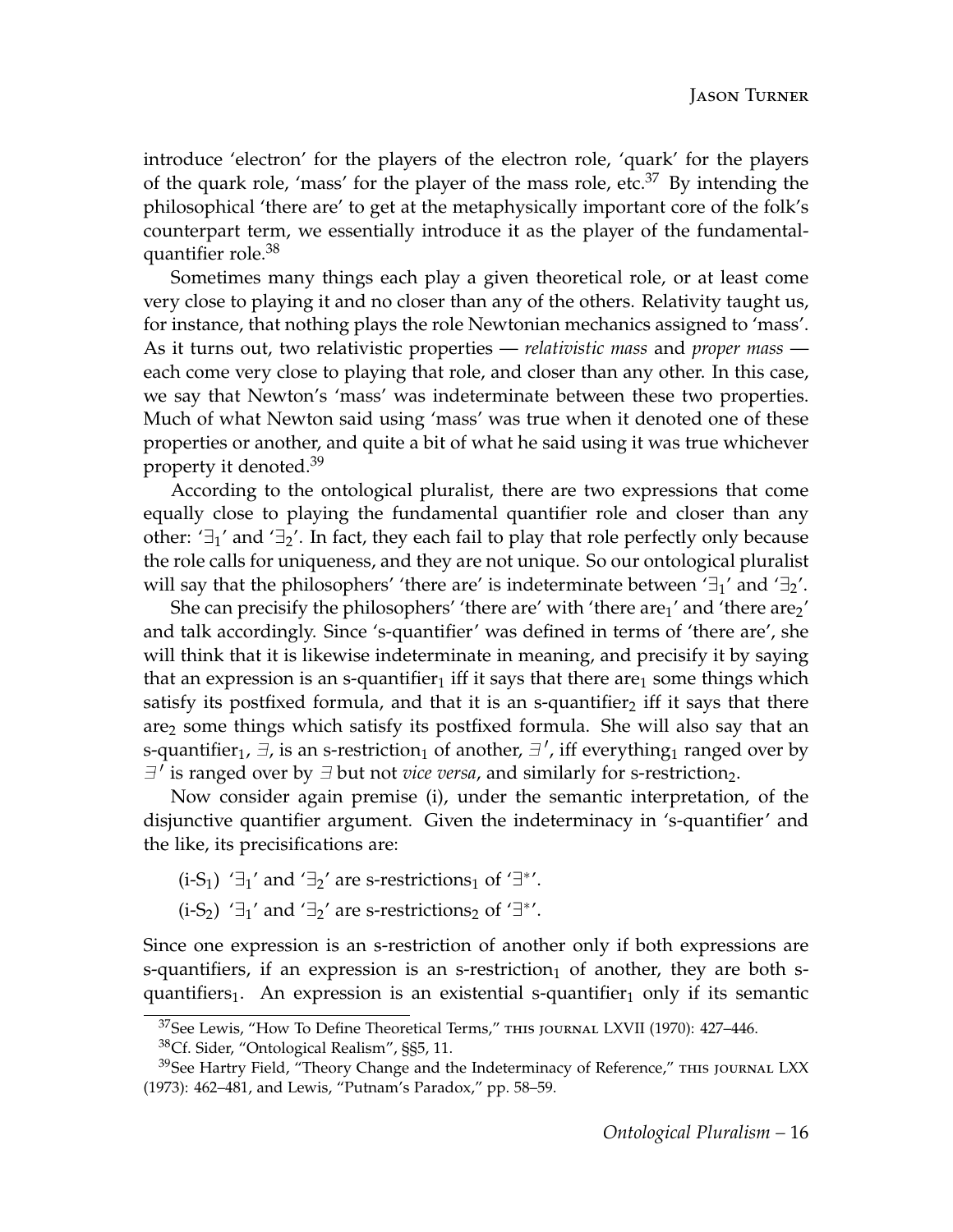introduce 'electron' for the players of the electron role, 'quark' for the players of the quark role, 'mass' for the player of the mass role, etc.[37] By intending the philosophical 'there are' to get at the metaphysically important core of the folk's counterpart term, we essentially introduce it as the player of the fundamental-quantifier role.[38]

Sometimes many things each play a given theoretical role, or at least come very close to playing it and no closer than any of the others. Relativity taught us, for instance, that nothing plays the role Newtonian mechanics assigned to 'mass'. As it turns out, two relativistic properties — *relativistic mass* and *proper mass* — each come very close to playing that role, and closer than any other. In this case, we say that Newton's 'mass' was indeterminate between these two properties. Much of what Newton said using 'mass' was true when it denoted one of these properties or another, and quite a bit of what he said using it was true whichever property it denoted.[39]

According to the ontological pluralist, there are two expressions that come equally close to playing the fundamental quantifier role and closer than any other: '$\exists_1$' and '$\exists_2$'. In fact, they each fail to play that role perfectly only because the role calls for uniqueness, and they are not unique. So our ontological pluralist will say that the philosophers' 'there are' is indeterminate between '$\exists_1$' and '$\exists_2$'.

She can precisify the philosophers' 'there are' with 'there are$_1$' and 'there are$_2$' and talk accordingly. Since 's-quantifier' was defined in terms of 'there are', she will think that it is likewise indeterminate in meaning, and precisify it by saying that an expression is an s-quantifier$_1$ iff it says that there are$_1$ some things which satisfy its postfixed formula, and that it is an s-quantifier$_2$ iff it says that there are$_2$ some things which satisfy its postfixed formula. She will also say that an s-quantifier$_1$, $\exists$, is an s-restriction$_1$ of another, $\exists'$, iff everything$_1$ ranged over by $\exists'$ is ranged over by $\exists$ but not *vice versa*, and similarly for s-restriction$_2$.

Now consider again premise (i), under the semantic interpretation, of the disjunctive quantifier argument. Given the indeterminacy in 's-quantifier' and the like, its precisifications are:

(i-S$_1$) '$\exists_1$' and '$\exists_2$' are s-restrictions$_1$ of '$\exists^*$'.

(i-S$_2$) '$\exists_1$' and '$\exists_2$' are s-restrictions$_2$ of '$\exists^*$'.

Since one expression is an s-restriction of another only if both expressions are s-quantifiers, if an expression is an s-restriction$_1$ of another, they are both s-quantifiers$_1$. An expression is an existential s-quantifier$_1$ only if its semantic

[37] See Lewis, "How To Define Theoretical Terms," THIS JOURNAL LXVII (1970): 427–446.

[38] Cf. Sider, "Ontological Realism", §§5, 11.

[39] See Hartry Field, "Theory Change and the Indeterminacy of Reference," THIS JOURNAL LXX (1973): 462–481, and Lewis, "Putnam's Paradox," pp. 58–59.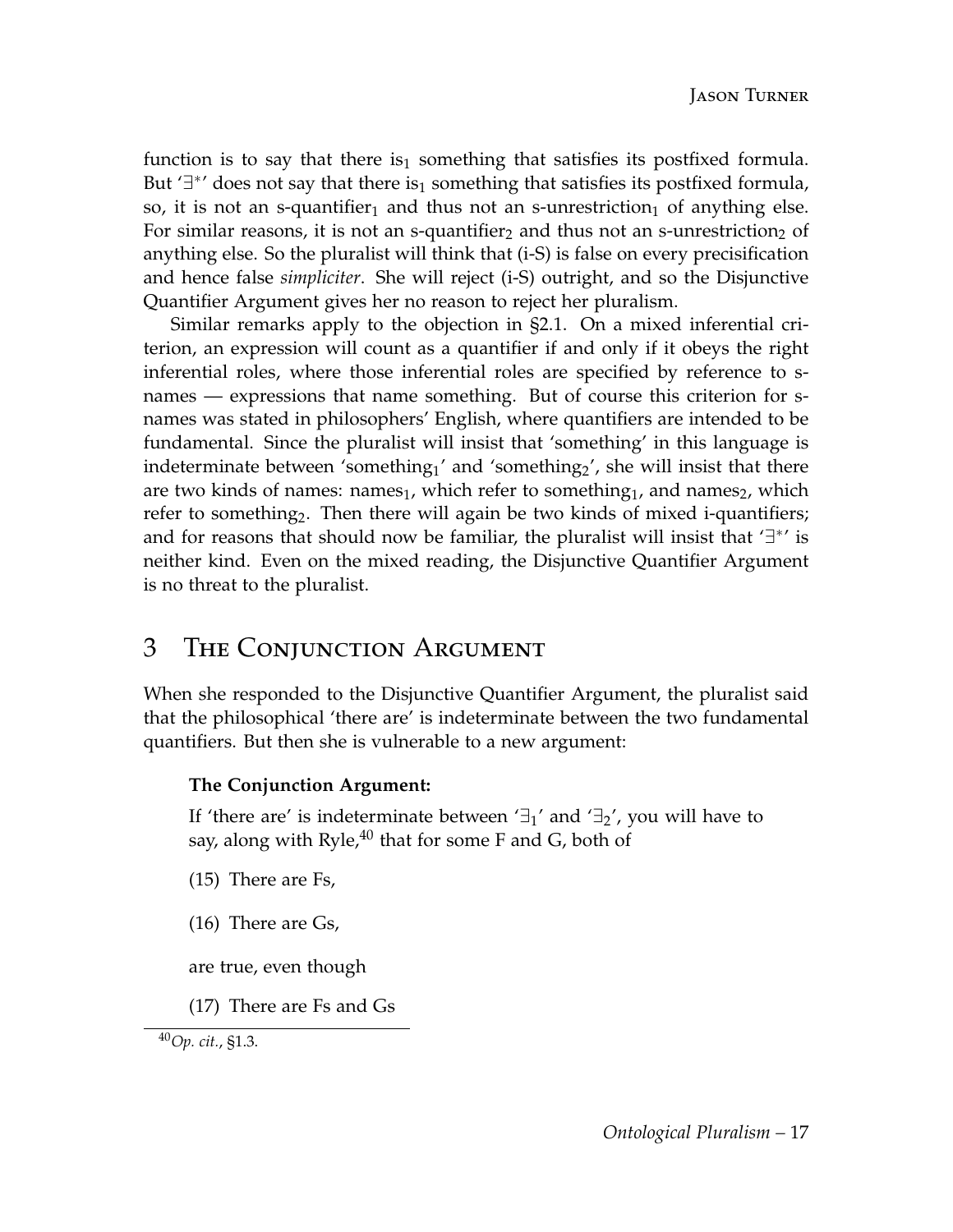function is to say that there $\text{is}_1$ something that satisfies its postfixed formula. But '$\exists^*$' does not say that there $\text{is}_1$ something that satisfies its postfixed formula, so, it is not an s-$\text{quantifier}_1$ and thus not an s-$\text{unrestriction}_1$ of anything else. For similar reasons, it is not an s-$\text{quantifier}_2$ and thus not an s-$\text{unrestriction}_2$ of anything else. So the pluralist will think that (i-S) is false on every precisification and hence false *simpliciter*. She will reject (i-S) outright, and so the Disjunctive Quantifier Argument gives her no reason to reject her pluralism.

Similar remarks apply to the objection in §2.1. On a mixed inferential criterion, an expression will count as a quantifier if and only if it obeys the right inferential roles, where those inferential roles are specified by reference to s-names — expressions that name something. But of course this criterion for s-names was stated in philosophers' English, where quantifiers are intended to be fundamental. Since the pluralist will insist that 'something' in this language is indeterminate between '$\text{something}_1$' and '$\text{something}_2$', she will insist that there are two kinds of names: $\text{names}_1$, which refer to $\text{something}_1$, and $\text{names}_2$, which refer to $\text{something}_2$. Then there will again be two kinds of mixed i-quantifiers; and for reasons that should now be familiar, the pluralist will insist that '$\exists^*$' is neither kind. Even on the mixed reading, the Disjunctive Quantifier Argument is no threat to the pluralist.

## 3 The Conjunction Argument

When she responded to the Disjunctive Quantifier Argument, the pluralist said that the philosophical 'there are' is indeterminate between the two fundamental quantifiers. But then she is vulnerable to a new argument:

**The Conjunction Argument:**

If 'there are' is indeterminate between '$\exists_1$' and '$\exists_2$', you will have to say, along with Ryle,[40] that for some F and G, both of

(15) There are Fs,

(16) There are Gs,

are true, even though

(17) There are Fs and Gs

[40] *Op. cit.*, §1.3.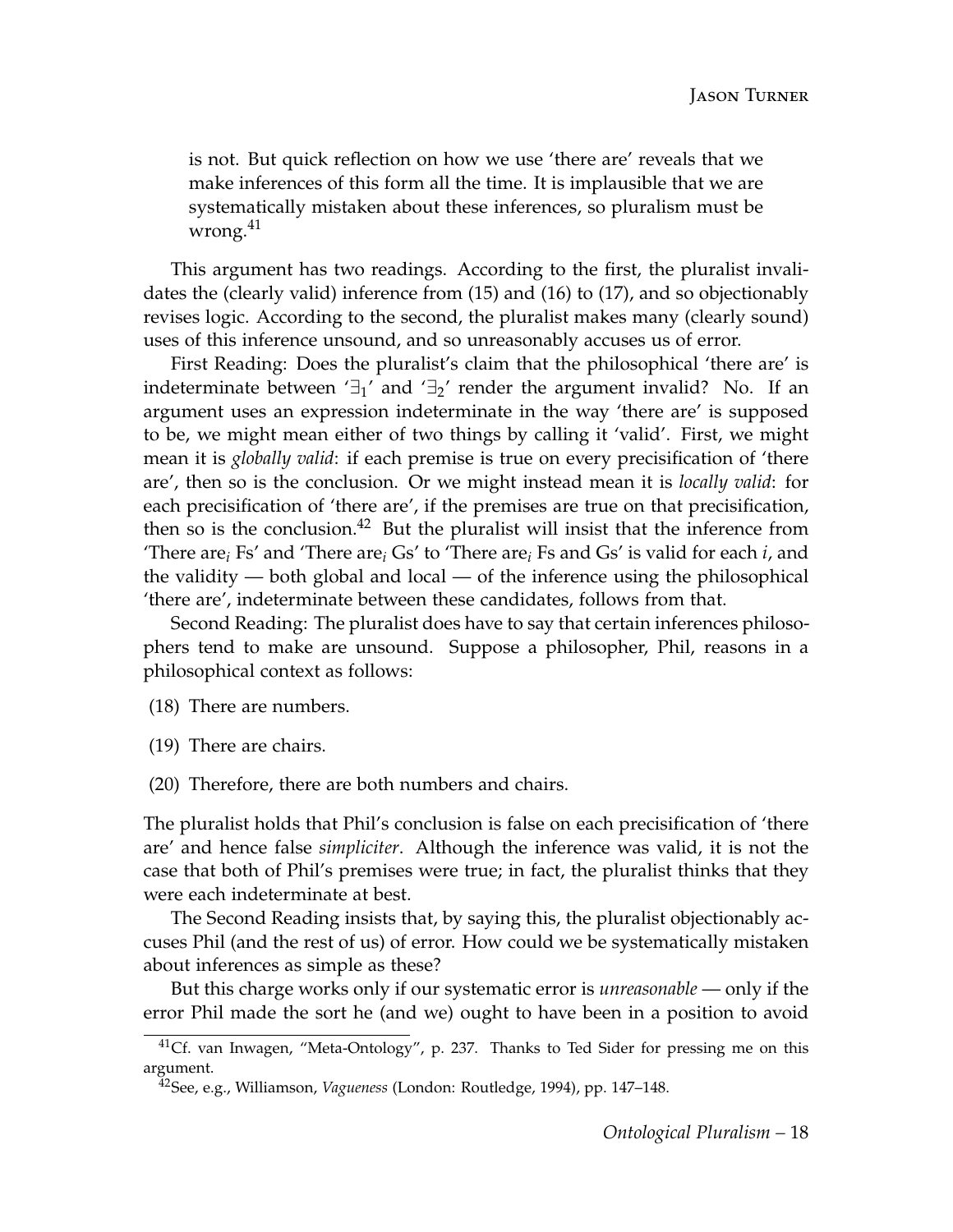is not. But quick reflection on how we use 'there are' reveals that we make inferences of this form all the time. It is implausible that we are systematically mistaken about these inferences, so pluralism must be wrong.[41]

This argument has two readings. According to the first, the pluralist invalidates the (clearly valid) inference from (15) and (16) to (17), and so objectionably revises logic. According to the second, the pluralist makes many (clearly sound) uses of this inference unsound, and so unreasonably accuses us of error.

First Reading: Does the pluralist's claim that the philosophical 'there are' is indeterminate between '$\exists_1$' and '$\exists_2$' render the argument invalid? No. If an argument uses an expression indeterminate in the way 'there are' is supposed to be, we might mean either of two things by calling it 'valid'. First, we might mean it is *globally valid*: if each premise is true on every precisification of 'there are', then so is the conclusion. Or we might instead mean it is *locally valid*: for each precisification of 'there are', if the premises are true on that precisification, then so is the conclusion.[42] But the pluralist will insist that the inference from 'There are$_i$ Fs' and 'There are$_i$ Gs' to 'There are$_i$ Fs and Gs' is valid for each $i$, and the validity — both global and local — of the inference using the philosophical 'there are', indeterminate between these candidates, follows from that.

Second Reading: The pluralist does have to say that certain inferences philosophers tend to make are unsound. Suppose a philosopher, Phil, reasons in a philosophical context as follows:

(18) There are numbers.

(19) There are chairs.

(20) Therefore, there are both numbers and chairs.

The pluralist holds that Phil's conclusion is false on each precisification of 'there are' and hence false *simpliciter*. Although the inference was valid, it is not the case that both of Phil's premises were true; in fact, the pluralist thinks that they were each indeterminate at best.

The Second Reading insists that, by saying this, the pluralist objectionably accuses Phil (and the rest of us) of error. How could we be systematically mistaken about inferences as simple as these?

But this charge works only if our systematic error is *unreasonable* — only if the error Phil made the sort he (and we) ought to have been in a position to avoid

[41] Cf. van Inwagen, "Meta-Ontology", p. 237. Thanks to Ted Sider for pressing me on this argument.

[42] See, e.g., Williamson, *Vagueness* (London: Routledge, 1994), pp. 147–148.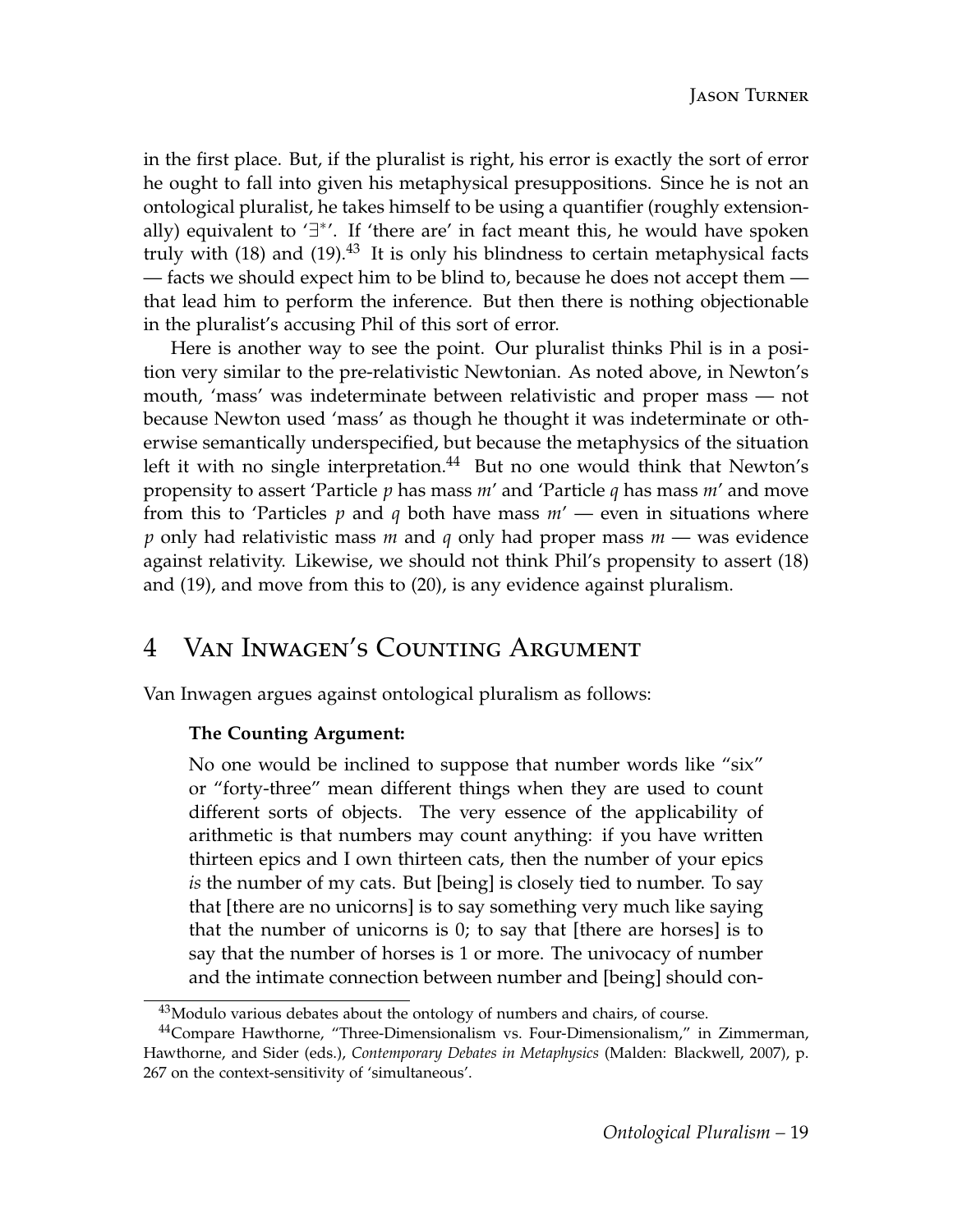in the first place. But, if the pluralist is right, his error is exactly the sort of error he ought to fall into given his metaphysical presuppositions. Since he is not an ontological pluralist, he takes himself to be using a quantifier (roughly extensionally) equivalent to '$\exists^*$'. If 'there are' in fact meant this, he would have spoken truly with (18) and (19).[43] It is only his blindness to certain metaphysical facts — facts we should expect him to be blind to, because he does not accept them — that lead him to perform the inference. But then there is nothing objectionable in the pluralist's accusing Phil of this sort of error.

Here is another way to see the point. Our pluralist thinks Phil is in a position very similar to the pre-relativistic Newtonian. As noted above, in Newton's mouth, 'mass' was indeterminate between relativistic and proper mass — not because Newton used 'mass' as though he thought it was indeterminate or otherwise semantically underspecified, but because the metaphysics of the situation left it with no single interpretation.[44] But no one would think that Newton's propensity to assert 'Particle $p$ has mass $m$' and 'Particle $q$ has mass $m$' and move from this to 'Particles $p$ and $q$ both have mass $m$' — even in situations where $p$ only had relativistic mass $m$ and $q$ only had proper mass $m$ — was evidence against relativity. Likewise, we should not think Phil's propensity to assert (18) and (19), and move from this to (20), is any evidence against pluralism.

# 4 Van Inwagen's Counting Argument

Van Inwagen argues against ontological pluralism as follows:

> **The Counting Argument:**
>
> No one would be inclined to suppose that number words like "six" or "forty-three" mean different things when they are used to count different sorts of objects. The very essence of the applicability of arithmetic is that numbers may count anything: if you have written thirteen epics and I own thirteen cats, then the number of your epics *is* the number of my cats. But [being] is closely tied to number. To say that [there are no unicorns] is to say something very much like saying that the number of unicorns is 0; to say that [there are horses] is to say that the number of horses is 1 or more. The univocacy of number and the intimate connection between number and [being] should con-

[43] Modulo various debates about the ontology of numbers and chairs, of course.

[44] Compare Hawthorne, "Three-Dimensionalism vs. Four-Dimensionalism," in Zimmerman, Hawthorne, and Sider (eds.), *Contemporary Debates in Metaphysics* (Malden: Blackwell, 2007), p. 267 on the context-sensitivity of 'simultaneous'.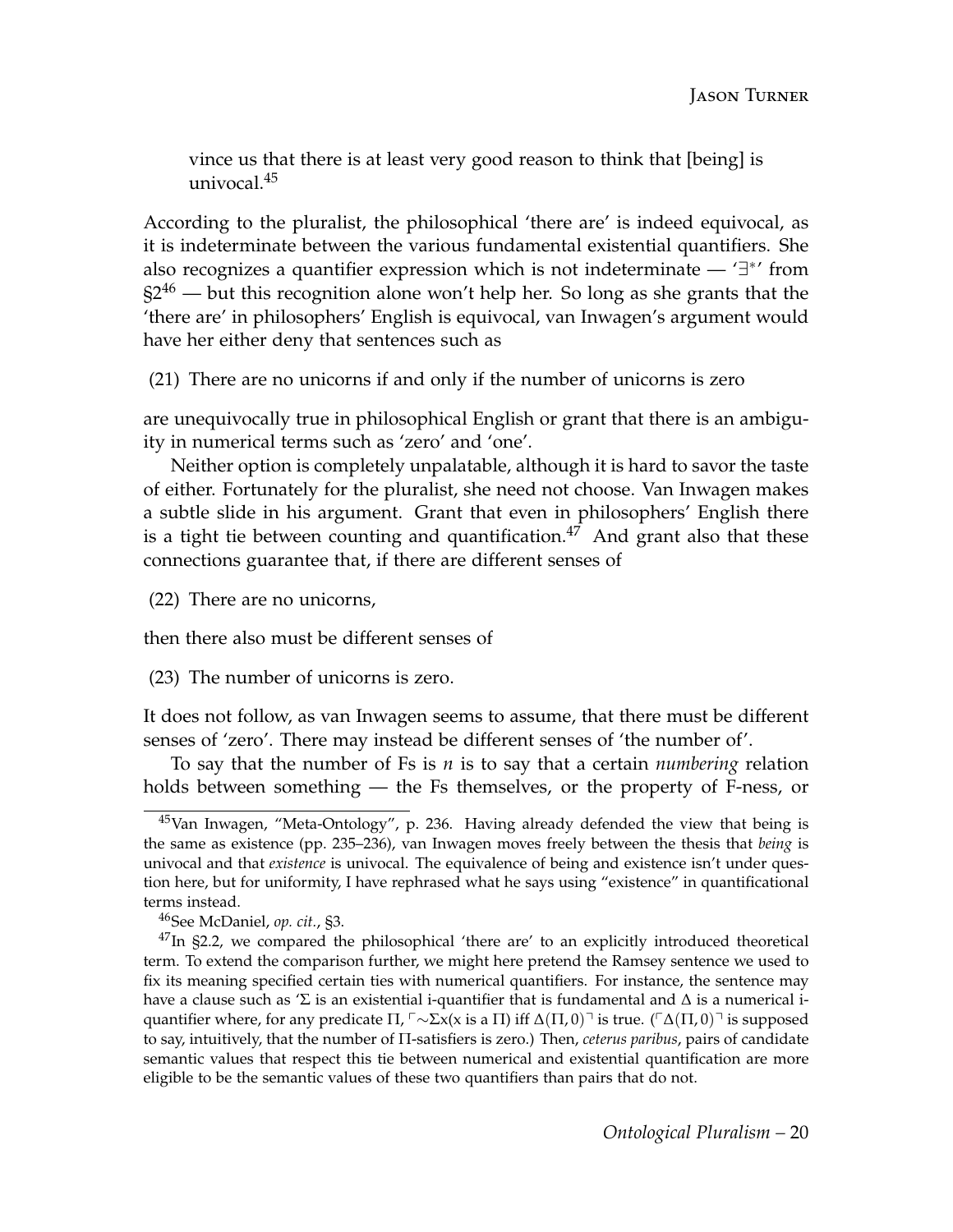vince us that there is at least very good reason to think that [being] is univocal.[45]

According to the pluralist, the philosophical 'there are' is indeed equivocal, as it is indeterminate between the various fundamental existential quantifiers. She also recognizes a quantifier expression which is not indeterminate — '$\exists^*$' from §2[46] — but this recognition alone won't help her. So long as she grants that the 'there are' in philosophers' English is equivocal, van Inwagen's argument would have her either deny that sentences such as

(21) There are no unicorns if and only if the number of unicorns is zero

are unequivocally true in philosophical English or grant that there is an ambiguity in numerical terms such as 'zero' and 'one'.

Neither option is completely unpalatable, although it is hard to savor the taste of either. Fortunately for the pluralist, she need not choose. Van Inwagen makes a subtle slide in his argument. Grant that even in philosophers' English there is a tight tie between counting and quantification.[47] And grant also that these connections guarantee that, if there are different senses of

(22) There are no unicorns,

then there also must be different senses of

(23) The number of unicorns is zero.

It does not follow, as van Inwagen seems to assume, that there must be different senses of 'zero'. There may instead be different senses of 'the number of'.

To say that the number of Fs is $n$ is to say that a certain *numbering* relation holds between something — the Fs themselves, or the property of F-ness, or

---

[45] Van Inwagen, "Meta-Ontology", p. 236. Having already defended the view that being is the same as existence (pp. 235–236), van Inwagen moves freely between the thesis that *being* is univocal and that *existence* is univocal. The equivalence of being and existence isn't under question here, but for uniformity, I have rephrased what he says using "existence" in quantificational terms instead.

[46] See McDaniel, *op. cit.*, §3.

[47] In §2.2, we compared the philosophical 'there are' to an explicitly introduced theoretical term. To extend the comparison further, we might here pretend the Ramsey sentence we used to fix its meaning specified certain ties with numerical quantifiers. For instance, the sentence may have a clause such as '$\Sigma$ is an existential i-quantifier that is fundamental and $\Delta$ is a numerical i-quantifier where, for any predicate $\Pi$, $\ulcorner{\sim}\Sigma x(x \text{ is a } \Pi)$ iff $\Delta(\Pi, 0)\urcorner$ is true. ($\ulcorner\Delta(\Pi, 0)\urcorner$ is supposed to say, intuitively, that the number of $\Pi$-satisfiers is zero.) Then, *ceterus paribus*, pairs of candidate semantic values that respect this tie between numerical and existential quantification are more eligible to be the semantic values of these two quantifiers than pairs that do not.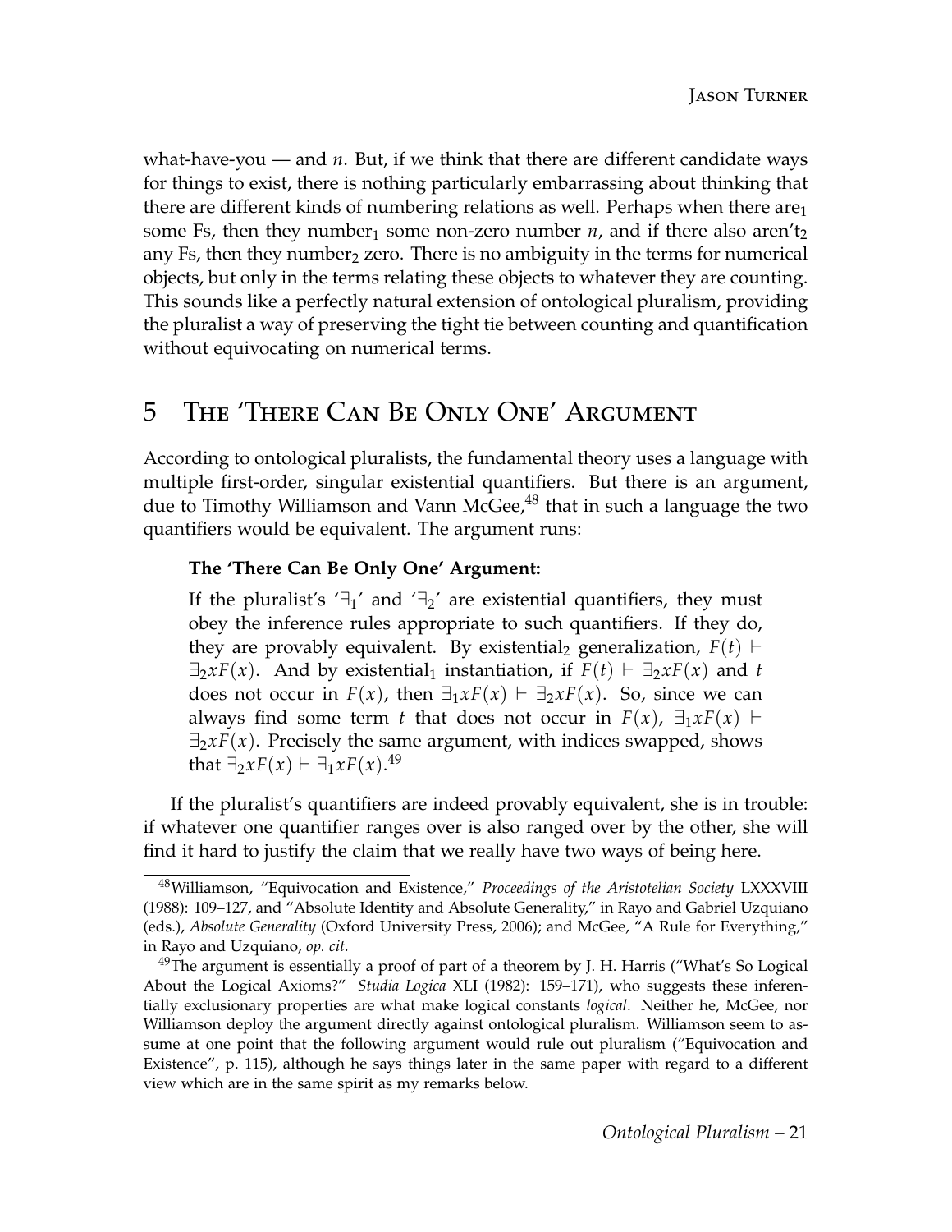what-have-you — and $n$. But, if we think that there are different candidate ways for things to exist, there is nothing particularly embarrassing about thinking that there are different kinds of numbering relations as well. Perhaps when there are$_1$ some Fs, then they number$_1$ some non-zero number $n$, and if there also aren't$_2$ any Fs, then they number$_2$ zero. There is no ambiguity in the terms for numerical objects, but only in the terms relating these objects to whatever they are counting. This sounds like a perfectly natural extension of ontological pluralism, providing the pluralist a way of preserving the tight tie between counting and quantification without equivocating on numerical terms.

## 5 The 'There Can Be Only One' Argument

According to ontological pluralists, the fundamental theory uses a language with multiple first-order, singular existential quantifiers. But there is an argument, due to Timothy Williamson and Vann McGee,[48] that in such a language the two quantifiers would be equivalent. The argument runs:

> **The 'There Can Be Only One' Argument:**
>
> If the pluralist's '$\exists_1$' and '$\exists_2$' are existential quantifiers, they must obey the inference rules appropriate to such quantifiers. If they do, they are provably equivalent. By existential$_2$ generalization, $F(t) \vdash \exists_2 x F(x)$. And by existential$_1$ instantiation, if $F(t) \vdash \exists_2 x F(x)$ and $t$ does not occur in $F(x)$, then $\exists_1 x F(x) \vdash \exists_2 x F(x)$. So, since we can always find some term $t$ that does not occur in $F(x)$, $\exists_1 x F(x) \vdash \exists_2 x F(x)$. Precisely the same argument, with indices swapped, shows that $\exists_2 x F(x) \vdash \exists_1 x F(x)$.[49]

If the pluralist's quantifiers are indeed provably equivalent, she is in trouble: if whatever one quantifier ranges over is also ranged over by the other, she will find it hard to justify the claim that we really have two ways of being here.

[48] Williamson, "Equivocation and Existence," *Proceedings of the Aristotelian Society* LXXXVIII (1988): 109–127, and "Absolute Identity and Absolute Generality," in Rayo and Gabriel Uzquiano (eds.), *Absolute Generality* (Oxford University Press, 2006); and McGee, "A Rule for Everything," in Rayo and Uzquiano, *op. cit.*

[49] The argument is essentially a proof of part of a theorem by J. H. Harris ("What's So Logical About the Logical Axioms?" *Studia Logica* XLI (1982): 159–171), who suggests these inferentially exclusionary properties are what make logical constants *logical*. Neither he, McGee, nor Williamson deploy the argument directly against ontological pluralism. Williamson seem to assume at one point that the following argument would rule out pluralism ("Equivocation and Existence", p. 115), although he says things later in the same paper with regard to a different view which are in the same spirit as my remarks below.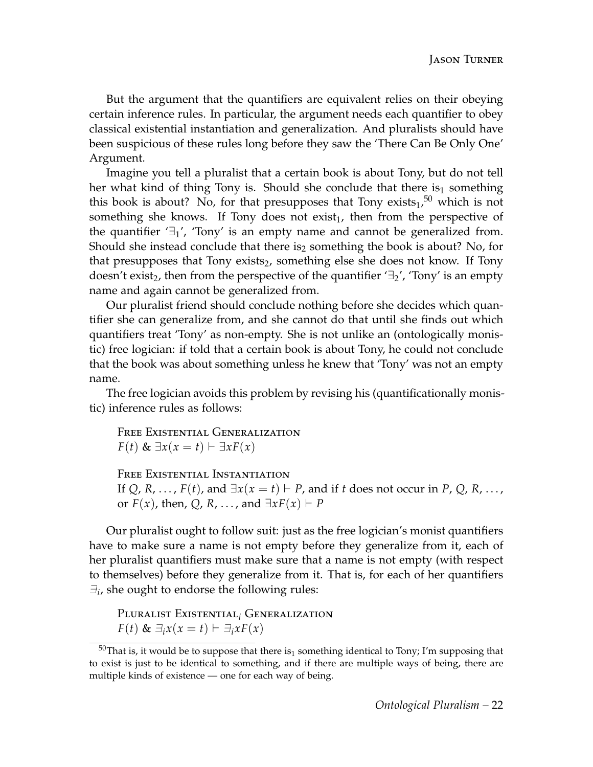But the argument that the quantifiers are equivalent relies on their obeying certain inference rules. In particular, the argument needs each quantifier to obey classical existential instantiation and generalization. And pluralists should have been suspicious of these rules long before they saw the 'There Can Be Only One' Argument.

Imagine you tell a pluralist that a certain book is about Tony, but do not tell her what kind of thing Tony is. Should she conclude that there $\text{is}_1$ something this book is about? No, for that presupposes that Tony $\text{exists}_1$,[50] which is not something she knows. If Tony does not $\text{exist}_1$, then from the perspective of the quantifier '$\exists_1$', 'Tony' is an empty name and cannot be generalized from. Should she instead conclude that there $\text{is}_2$ something the book is about? No, for that presupposes that Tony $\text{exists}_2$, something else she does not know. If Tony doesn't $\text{exist}_2$, then from the perspective of the quantifier '$\exists_2$', 'Tony' is an empty name and again cannot be generalized from.

Our pluralist friend should conclude nothing before she decides which quantifier she can generalize from, and she cannot do that until she finds out which quantifiers treat 'Tony' as non-empty. She is not unlike an (ontologically monistic) free logician: if told that a certain book is about Tony, he could not conclude that the book was about something unless he knew that 'Tony' was not an empty name.

The free logician avoids this problem by revising his (quantificationally monistic) inference rules as follows:

Free Existential Generalization
$F(t) \,\&\, \exists x(x = t) \vdash \exists x F(x)$

Free Existential Instantiation
If $Q, R, \ldots, F(t)$, and $\exists x(x = t) \vdash P$, and if $t$ does not occur in $P, Q, R, \ldots$, or $F(x)$, then, $Q, R, \ldots$, and $\exists x F(x) \vdash P$

Our pluralist ought to follow suit: just as the free logician's monist quantifiers have to make sure a name is not empty before they generalize from it, each of her pluralist quantifiers must make sure that a name is not empty (with respect to themselves) before they generalize from it. That is, for each of her quantifiers $\exists_i$, she ought to endorse the following rules:

Pluralist $\text{Existential}_i$ Generalization
$F(t) \,\&\, \exists_i x(x = t) \vdash \exists_i x F(x)$

[50] That is, it would be to suppose that there $\text{is}_1$ something identical to Tony; I'm supposing that to exist is just to be identical to something, and if there are multiple ways of being, there are multiple kinds of existence — one for each way of being.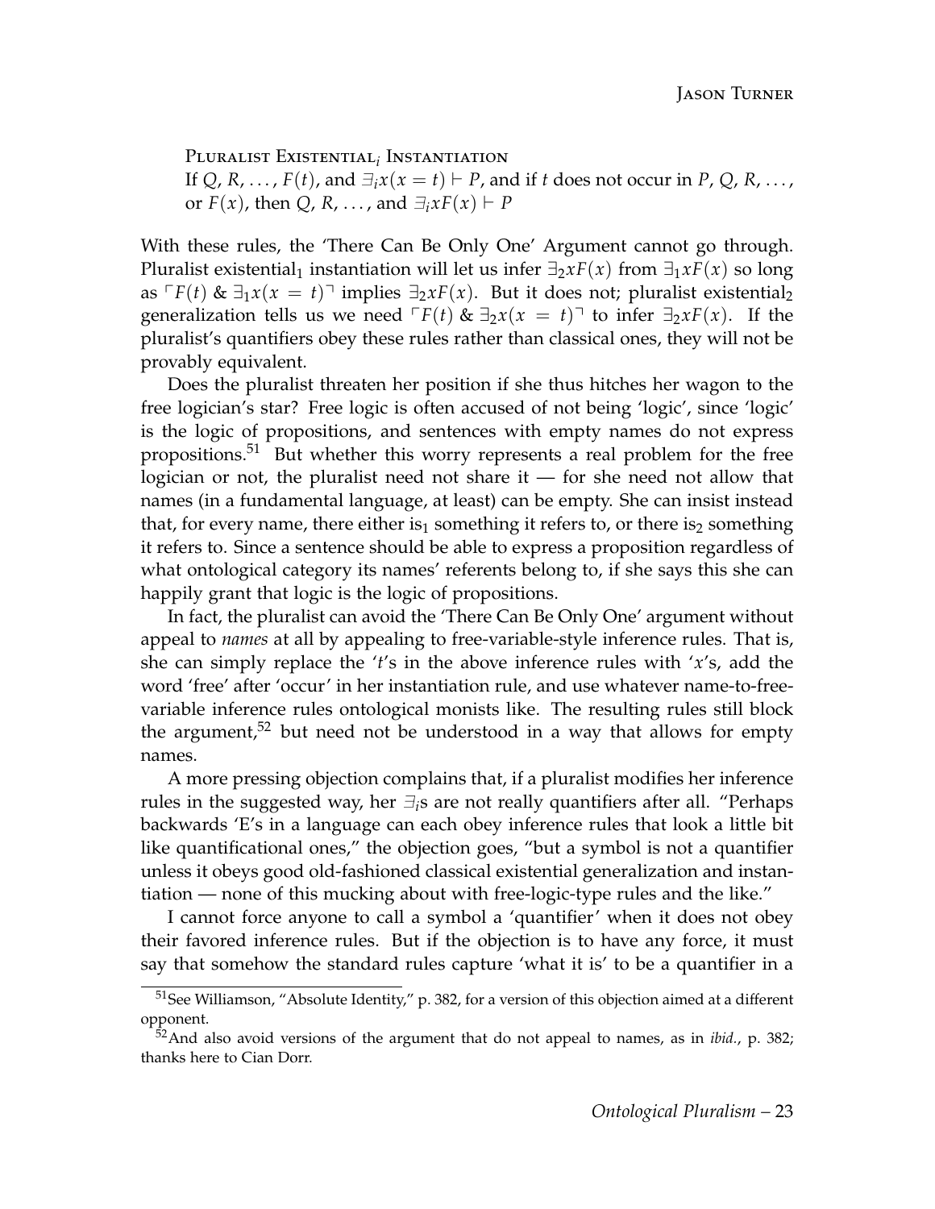Pluralist Existential$_i$ Instantiation
If $Q$, $R$, ..., $F(t)$, and $\exists_i x(x = t) \vdash P$, and if $t$ does not occur in $P$, $Q$, $R$, ..., or $F(x)$, then $Q$, $R$, ..., and $\exists_i x F(x) \vdash P$

With these rules, the 'There Can Be Only One' Argument cannot go through. Pluralist existential$_1$ instantiation will let us infer $\exists_2 x F(x)$ from $\exists_1 x F(x)$ so long as $\ulcorner F(t)$ & $\exists_1 x(x = t)\urcorner$ implies $\exists_2 x F(x)$. But it does not; pluralist existential$_2$ generalization tells us we need $\ulcorner F(t)$ & $\exists_2 x(x = t)\urcorner$ to infer $\exists_2 x F(x)$. If the pluralist's quantifiers obey these rules rather than classical ones, they will not be provably equivalent.

Does the pluralist threaten her position if she thus hitches her wagon to the free logician's star? Free logic is often accused of not being 'logic', since 'logic' is the logic of propositions, and sentences with empty names do not express propositions.[51] But whether this worry represents a real problem for the free logician or not, the pluralist need not share it — for she need not allow that names (in a fundamental language, at least) can be empty. She can insist instead that, for every name, there either is$_1$ something it refers to, or there is$_2$ something it refers to. Since a sentence should be able to express a proposition regardless of what ontological category its names' referents belong to, if she says this she can happily grant that logic is the logic of propositions.

In fact, the pluralist can avoid the 'There Can Be Only One' argument without appeal to *names* at all by appealing to free-variable-style inference rules. That is, she can simply replace the '$t$'s in the above inference rules with '$x$'s, add the word 'free' after 'occur' in her instantiation rule, and use whatever name-to-free-variable inference rules ontological monists like. The resulting rules still block the argument,[52] but need not be understood in a way that allows for empty names.

A more pressing objection complains that, if a pluralist modifies her inference rules in the suggested way, her $\exists_i$s are not really quantifiers after all. "Perhaps backwards 'E's in a language can each obey inference rules that look a little bit like quantificational ones," the objection goes, "but a symbol is not a quantifier unless it obeys good old-fashioned classical existential generalization and instantiation — none of this mucking about with free-logic-type rules and the like."

I cannot force anyone to call a symbol a 'quantifier' when it does not obey their favored inference rules. But if the objection is to have any force, it must say that somehow the standard rules capture 'what it is' to be a quantifier in a

[51] See Williamson, "Absolute Identity," p. 382, for a version of this objection aimed at a different opponent.

[52] And also avoid versions of the argument that do not appeal to names, as in *ibid.*, p. 382; thanks here to Cian Dorr.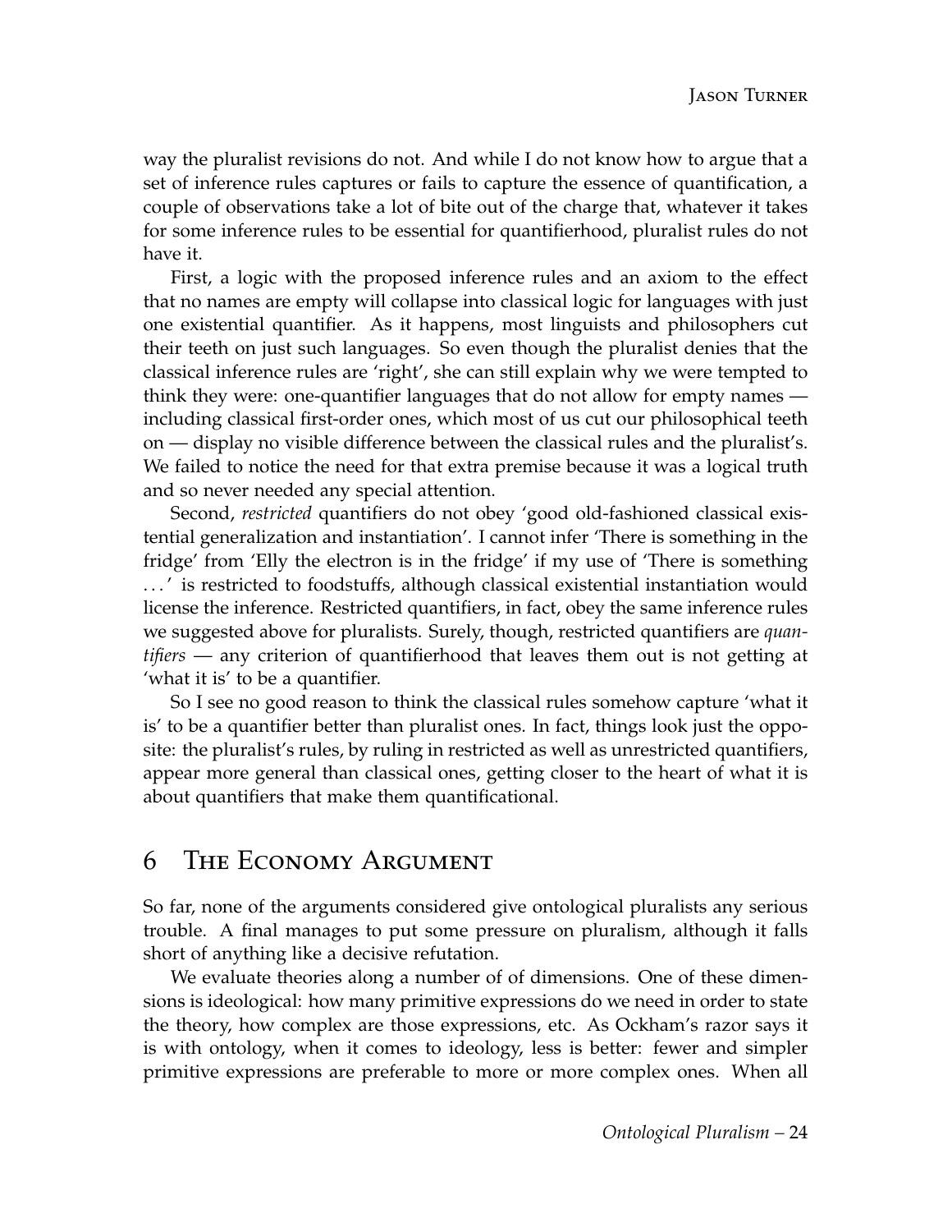way the pluralist revisions do not. And while I do not know how to argue that a set of inference rules captures or fails to capture the essence of quantification, a couple of observations take a lot of bite out of the charge that, whatever it takes for some inference rules to be essential for quantifierhood, pluralist rules do not have it.

First, a logic with the proposed inference rules and an axiom to the effect that no names are empty will collapse into classical logic for languages with just one existential quantifier. As it happens, most linguists and philosophers cut their teeth on just such languages. So even though the pluralist denies that the classical inference rules are 'right', she can still explain why we were tempted to think they were: one-quantifier languages that do not allow for empty names — including classical first-order ones, which most of us cut our philosophical teeth on — display no visible difference between the classical rules and the pluralist's. We failed to notice the need for that extra premise because it was a logical truth and so never needed any special attention.

Second, *restricted* quantifiers do not obey 'good old-fashioned classical existential generalization and instantiation'. I cannot infer 'There is something in the fridge' from 'Elly the electron is in the fridge' if my use of 'There is something . . . ' is restricted to foodstuffs, although classical existential instantiation would license the inference. Restricted quantifiers, in fact, obey the same inference rules we suggested above for pluralists. Surely, though, restricted quantifiers are *quantifiers* — any criterion of quantifierhood that leaves them out is not getting at 'what it is' to be a quantifier.

So I see no good reason to think the classical rules somehow capture 'what it is' to be a quantifier better than pluralist ones. In fact, things look just the opposite: the pluralist's rules, by ruling in restricted as well as unrestricted quantifiers, appear more general than classical ones, getting closer to the heart of what it is about quantifiers that make them quantificational.

## 6 The Economy Argument

So far, none of the arguments considered give ontological pluralists any serious trouble. A final manages to put some pressure on pluralism, although it falls short of anything like a decisive refutation.

We evaluate theories along a number of of dimensions. One of these dimensions is ideological: how many primitive expressions do we need in order to state the theory, how complex are those expressions, etc. As Ockham's razor says it is with ontology, when it comes to ideology, less is better: fewer and simpler primitive expressions are preferable to more or more complex ones. When all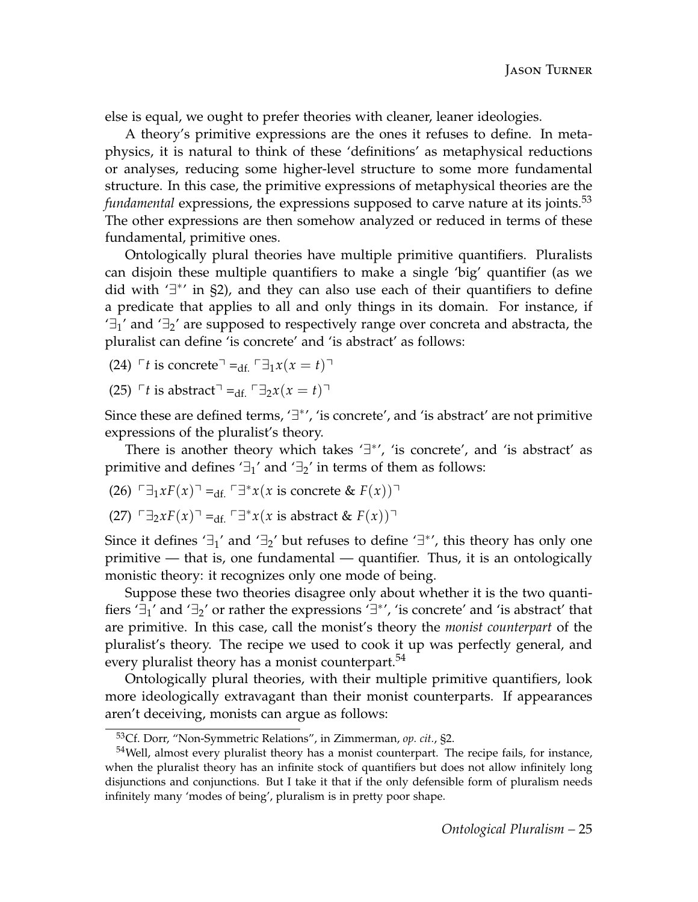else is equal, we ought to prefer theories with cleaner, leaner ideologies.

A theory's primitive expressions are the ones it refuses to define. In metaphysics, it is natural to think of these 'definitions' as metaphysical reductions or analyses, reducing some higher-level structure to some more fundamental structure. In this case, the primitive expressions of metaphysical theories are the *fundamental* expressions, the expressions supposed to carve nature at its joints.[53] The other expressions are then somehow analyzed or reduced in terms of these fundamental, primitive ones.

Ontologically plural theories have multiple primitive quantifiers. Pluralists can disjoin these multiple quantifiers to make a single 'big' quantifier (as we did with '$\exists^*$' in §2), and they can also use each of their quantifiers to define a predicate that applies to all and only things in its domain. For instance, if '$\exists_1$' and '$\exists_2$' are supposed to respectively range over concreta and abstracta, the pluralist can define 'is concrete' and 'is abstract' as follows:

(24) $\ulcorner t$ is concrete$\urcorner =_{\text{df.}} \ulcorner \exists_1 x(x = t)\urcorner$

(25) $\ulcorner t$ is abstract$\urcorner =_{\text{df.}} \ulcorner \exists_2 x(x = t)\urcorner$

Since these are defined terms, '$\exists^*$', 'is concrete', and 'is abstract' are not primitive expressions of the pluralist's theory.

There is another theory which takes '$\exists^*$', 'is concrete', and 'is abstract' as primitive and defines '$\exists_1$' and '$\exists_2$' in terms of them as follows:

(26) $\ulcorner \exists_1 x F(x)\urcorner =_{\text{df.}} \ulcorner \exists^* x(x \text{ is concrete } \& \ F(x))\urcorner$

(27) $\ulcorner \exists_2 x F(x)\urcorner =_{\text{df.}} \ulcorner \exists^* x(x \text{ is abstract } \& \ F(x))\urcorner$

Since it defines '$\exists_1$' and '$\exists_2$' but refuses to define '$\exists^*$', this theory has only one primitive — that is, one fundamental — quantifier. Thus, it is an ontologically monistic theory: it recognizes only one mode of being.

Suppose these two theories disagree only about whether it is the two quantifiers '$\exists_1$' and '$\exists_2$' or rather the expressions '$\exists^*$', 'is concrete' and 'is abstract' that are primitive. In this case, call the monist's theory the *monist counterpart* of the pluralist's theory. The recipe we used to cook it up was perfectly general, and every pluralist theory has a monist counterpart.[54]

Ontologically plural theories, with their multiple primitive quantifiers, look more ideologically extravagant than their monist counterparts. If appearances aren't deceiving, monists can argue as follows:

[53] Cf. Dorr, "Non-Symmetric Relations", in Zimmerman, *op. cit.*, §2.

[54] Well, almost every pluralist theory has a monist counterpart. The recipe fails, for instance, when the pluralist theory has an infinite stock of quantifiers but does not allow infinitely long disjunctions and conjunctions. But I take it that if the only defensible form of pluralism needs infinitely many 'modes of being', pluralism is in pretty poor shape.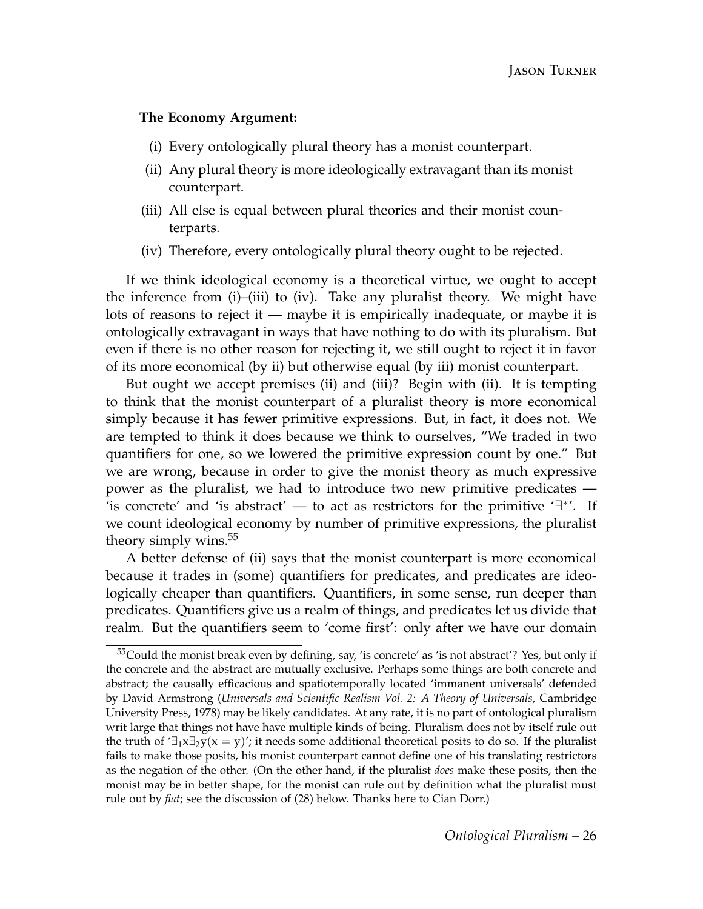**The Economy Argument:**

(i) Every ontologically plural theory has a monist counterpart.

(ii) Any plural theory is more ideologically extravagant than its monist counterpart.

(iii) All else is equal between plural theories and their monist counterparts.

(iv) Therefore, every ontologically plural theory ought to be rejected.

If we think ideological economy is a theoretical virtue, we ought to accept the inference from (i)–(iii) to (iv). Take any pluralist theory. We might have lots of reasons to reject it — maybe it is empirically inadequate, or maybe it is ontologically extravagant in ways that have nothing to do with its pluralism. But even if there is no other reason for rejecting it, we still ought to reject it in favor of its more economical (by ii) but otherwise equal (by iii) monist counterpart.

But ought we accept premises (ii) and (iii)? Begin with (ii). It is tempting to think that the monist counterpart of a pluralist theory is more economical simply because it has fewer primitive expressions. But, in fact, it does not. We are tempted to think it does because we think to ourselves, "We traded in two quantifiers for one, so we lowered the primitive expression count by one." But we are wrong, because in order to give the monist theory as much expressive power as the pluralist, we had to introduce two new primitive predicates — 'is concrete' and 'is abstract' — to act as restrictors for the primitive '$\exists^*$'. If we count ideological economy by number of primitive expressions, the pluralist theory simply wins.[55]

A better defense of (ii) says that the monist counterpart is more economical because it trades in (some) quantifiers for predicates, and predicates are ideologically cheaper than quantifiers. Quantifiers, in some sense, run deeper than predicates. Quantifiers give us a realm of things, and predicates let us divide that realm. But the quantifiers seem to 'come first': only after we have our domain

[55]Could the monist break even by defining, say, 'is concrete' as 'is not abstract'? Yes, but only if the concrete and the abstract are mutually exclusive. Perhaps some things are both concrete and abstract; the causally efficacious and spatiotemporally located 'immanent universals' defended by David Armstrong (*Universals and Scientific Realism Vol. 2: A Theory of Universals*, Cambridge University Press, 1978) may be likely candidates. At any rate, it is no part of ontological pluralism writ large that things not have have multiple kinds of being. Pluralism does not by itself rule out the truth of '$\exists_1 x \exists_2 y(x = y)$'; it needs some additional theoretical posits to do so. If the pluralist fails to make those posits, his monist counterpart cannot define one of his translating restrictors as the negation of the other. (On the other hand, if the pluralist *does* make these posits, then the monist may be in better shape, for the monist can rule out by definition what the pluralist must rule out by *fiat*; see the discussion of (28) below. Thanks here to Cian Dorr.)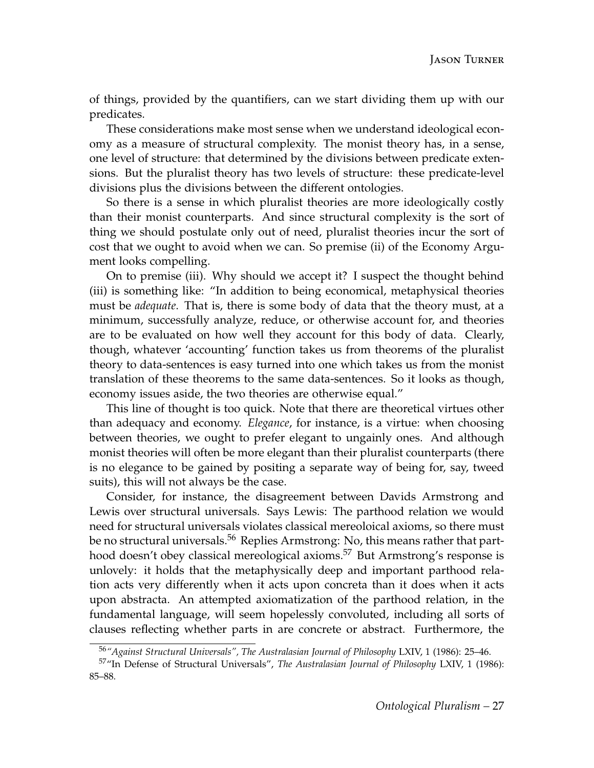of things, provided by the quantifiers, can we start dividing them up with our predicates.

These considerations make most sense when we understand ideological economy as a measure of structural complexity. The monist theory has, in a sense, one level of structure: that determined by the divisions between predicate extensions. But the pluralist theory has two levels of structure: these predicate-level divisions plus the divisions between the different ontologies.

So there is a sense in which pluralist theories are more ideologically costly than their monist counterparts. And since structural complexity is the sort of thing we should postulate only out of need, pluralist theories incur the sort of cost that we ought to avoid when we can. So premise (ii) of the Economy Argument looks compelling.

On to premise (iii). Why should we accept it? I suspect the thought behind (iii) is something like: "In addition to being economical, metaphysical theories must be *adequate*. That is, there is some body of data that the theory must, at a minimum, successfully analyze, reduce, or otherwise account for, and theories are to be evaluated on how well they account for this body of data. Clearly, though, whatever 'accounting' function takes us from theorems of the pluralist theory to data-sentences is easy turned into one which takes us from the monist translation of these theorems to the same data-sentences. So it looks as though, economy issues aside, the two theories are otherwise equal."

This line of thought is too quick. Note that there are theoretical virtues other than adequacy and economy. *Elegance*, for instance, is a virtue: when choosing between theories, we ought to prefer elegant to ungainly ones. And although monist theories will often be more elegant than their pluralist counterparts (there is no elegance to be gained by positing a separate way of being for, say, tweed suits), this will not always be the case.

Consider, for instance, the disagreement between Davids Armstrong and Lewis over structural universals. Says Lewis: The parthood relation we would need for structural universals violates classical mereoloical axioms, so there must be no structural universals.[56] Replies Armstrong: No, this means rather that parthood doesn't obey classical mereological axioms.[57] But Armstrong's response is unlovely: it holds that the metaphysically deep and important parthood relation acts very differently when it acts upon concreta than it does when it acts upon abstracta. An attempted axiomatization of the parthood relation, in the fundamental language, will seem hopelessly convoluted, including all sorts of clauses reflecting whether parts in are concrete or abstract. Furthermore, the

---

[56] *"Against Structural Universals", The Australasian Journal of Philosophy* LXIV, 1 (1986): 25–46.

[57] "In Defense of Structural Universals", *The Australasian Journal of Philosophy* LXIV, 1 (1986): 85–88.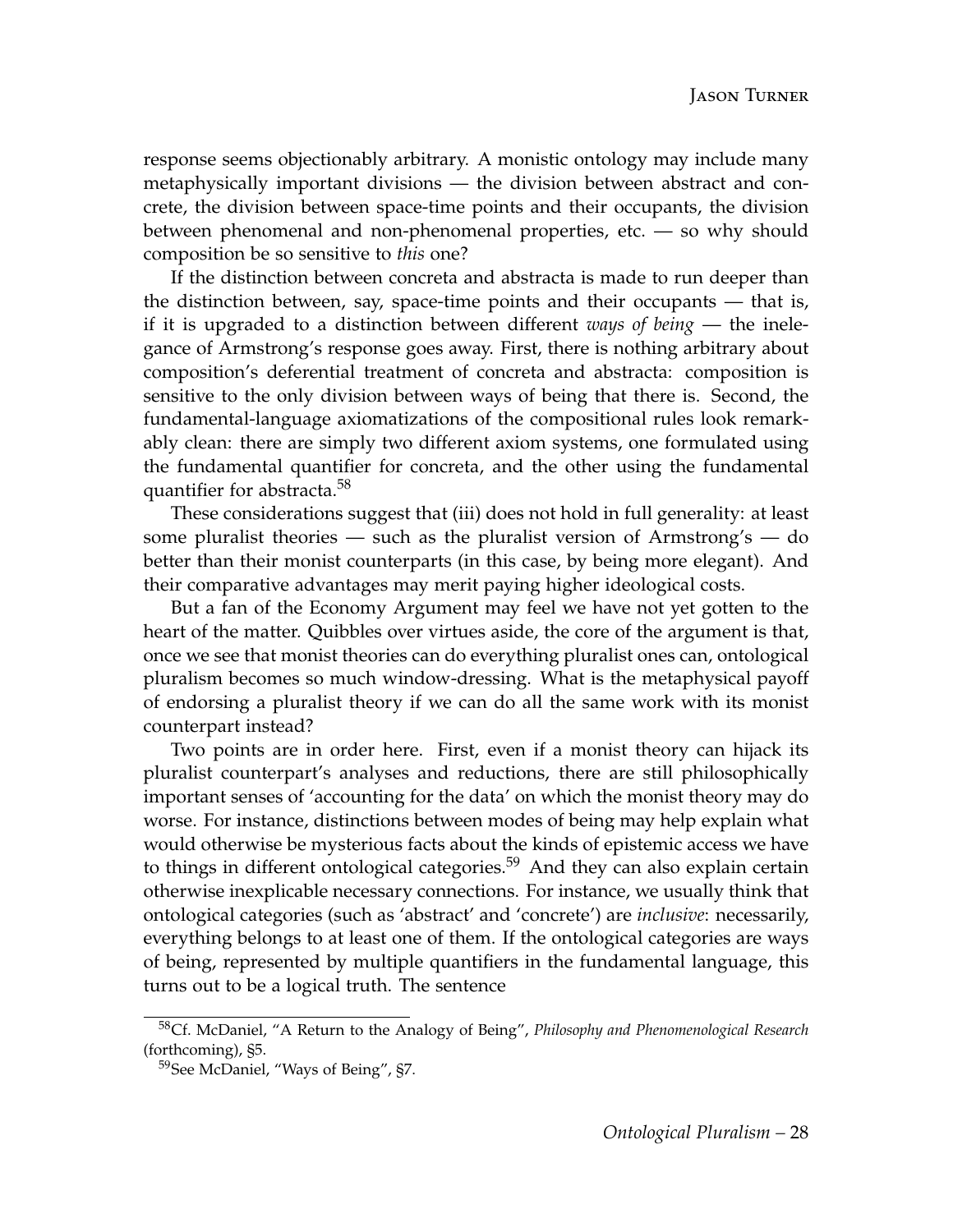response seems objectionably arbitrary. A monistic ontology may include many metaphysically important divisions — the division between abstract and concrete, the division between space-time points and their occupants, the division between phenomenal and non-phenomenal properties, etc. — so why should composition be so sensitive to *this* one?

If the distinction between concreta and abstracta is made to run deeper than the distinction between, say, space-time points and their occupants — that is, if it is upgraded to a distinction between different *ways of being* — the inelegance of Armstrong's response goes away. First, there is nothing arbitrary about composition's deferential treatment of concreta and abstracta: composition is sensitive to the only division between ways of being that there is. Second, the fundamental-language axiomatizations of the compositional rules look remarkably clean: there are simply two different axiom systems, one formulated using the fundamental quantifier for concreta, and the other using the fundamental quantifier for abstracta.[58]

These considerations suggest that (iii) does not hold in full generality: at least some pluralist theories — such as the pluralist version of Armstrong's — do better than their monist counterparts (in this case, by being more elegant). And their comparative advantages may merit paying higher ideological costs.

But a fan of the Economy Argument may feel we have not yet gotten to the heart of the matter. Quibbles over virtues aside, the core of the argument is that, once we see that monist theories can do everything pluralist ones can, ontological pluralism becomes so much window-dressing. What is the metaphysical payoff of endorsing a pluralist theory if we can do all the same work with its monist counterpart instead?

Two points are in order here. First, even if a monist theory can hijack its pluralist counterpart's analyses and reductions, there are still philosophically important senses of 'accounting for the data' on which the monist theory may do worse. For instance, distinctions between modes of being may help explain what would otherwise be mysterious facts about the kinds of epistemic access we have to things in different ontological categories.[59] And they can also explain certain otherwise inexplicable necessary connections. For instance, we usually think that ontological categories (such as 'abstract' and 'concrete') are *inclusive*: necessarily, everything belongs to at least one of them. If the ontological categories are ways of being, represented by multiple quantifiers in the fundamental language, this turns out to be a logical truth. The sentence

[58] Cf. McDaniel, "A Return to the Analogy of Being", *Philosophy and Phenomenological Research* (forthcoming), §5.

[59] See McDaniel, "Ways of Being", §7.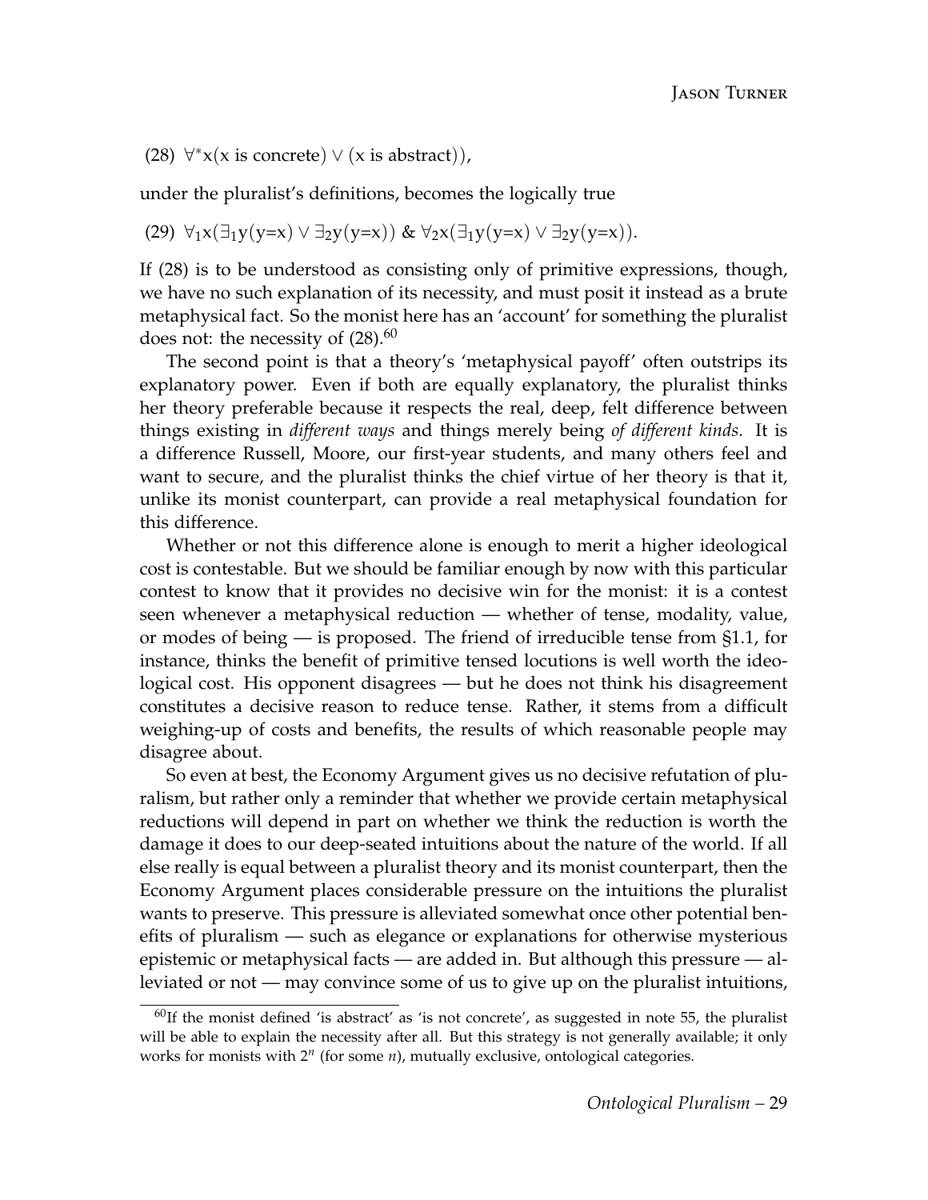(28) $\forall^*x(\text{x is concrete}) \vee (\text{x is abstract})),$

under the pluralist's definitions, becomes the logically true

(29) $\forall_1 x(\exists_1 y(y{=}x) \vee \exists_2 y(y{=}x))\ \&\ \forall_2 x(\exists_1 y(y{=}x) \vee \exists_2 y(y{=}x)).$

If (28) is to be understood as consisting only of primitive expressions, though, we have no such explanation of its necessity, and must posit it instead as a brute metaphysical fact. So the monist here has an 'account' for something the pluralist does not: the necessity of (28).[60]

The second point is that a theory's 'metaphysical payoff' often outstrips its explanatory power. Even if both are equally explanatory, the pluralist thinks her theory preferable because it respects the real, deep, felt difference between things existing in *different ways* and things merely being *of different kinds*. It is a difference Russell, Moore, our first-year students, and many others feel and want to secure, and the pluralist thinks the chief virtue of her theory is that it, unlike its monist counterpart, can provide a real metaphysical foundation for this difference.

Whether or not this difference alone is enough to merit a higher ideological cost is contestable. But we should be familiar enough by now with this particular contest to know that it provides no decisive win for the monist: it is a contest seen whenever a metaphysical reduction — whether of tense, modality, value, or modes of being — is proposed. The friend of irreducible tense from §1.1, for instance, thinks the benefit of primitive tensed locutions is well worth the ideological cost. His opponent disagrees — but he does not think his disagreement constitutes a decisive reason to reduce tense. Rather, it stems from a difficult weighing-up of costs and benefits, the results of which reasonable people may disagree about.

So even at best, the Economy Argument gives us no decisive refutation of pluralism, but rather only a reminder that whether we provide certain metaphysical reductions will depend in part on whether we think the reduction is worth the damage it does to our deep-seated intuitions about the nature of the world. If all else really is equal between a pluralist theory and its monist counterpart, then the Economy Argument places considerable pressure on the intuitions the pluralist wants to preserve. This pressure is alleviated somewhat once other potential benefits of pluralism — such as elegance or explanations for otherwise mysterious epistemic or metaphysical facts — are added in. But although this pressure — alleviated or not — may convince some of us to give up on the pluralist intuitions,

---

[60] If the monist defined 'is abstract' as 'is not concrete', as suggested in note 55, the pluralist will be able to explain the necessity after all. But this strategy is not generally available; it only works for monists with $2^n$ (for some $n$), mutually exclusive, ontological categories.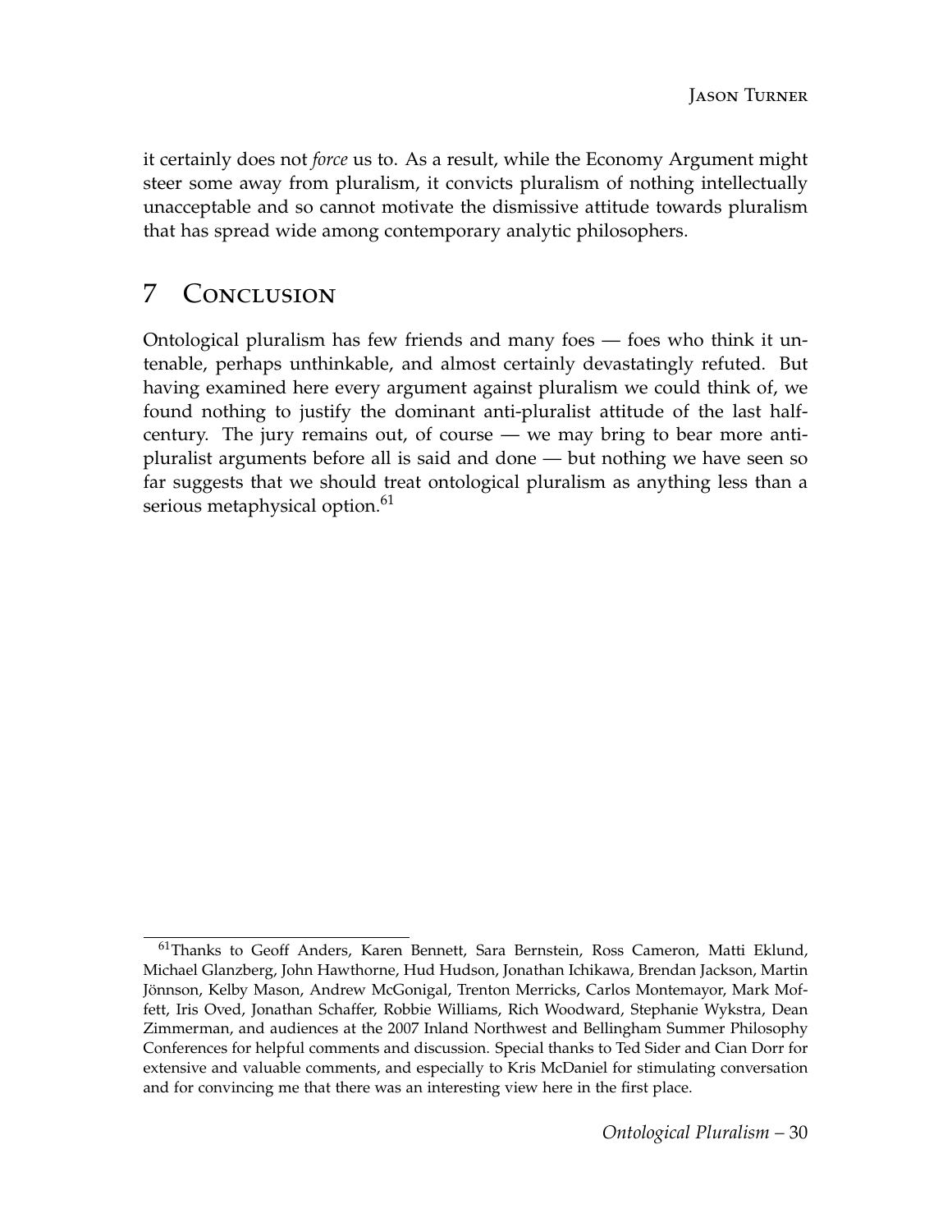it certainly does not *force* us to. As a result, while the Economy Argument might steer some away from pluralism, it convicts pluralism of nothing intellectually unacceptable and so cannot motivate the dismissive attitude towards pluralism that has spread wide among contemporary analytic philosophers.

## 7 Conclusion

Ontological pluralism has few friends and many foes — foes who think it untenable, perhaps unthinkable, and almost certainly devastatingly refuted. But having examined here every argument against pluralism we could think of, we found nothing to justify the dominant anti-pluralist attitude of the last half-century. The jury remains out, of course — we may bring to bear more anti-pluralist arguments before all is said and done — but nothing we have seen so far suggests that we should treat ontological pluralism as anything less than a serious metaphysical option.[61]

[61] Thanks to Geoff Anders, Karen Bennett, Sara Bernstein, Ross Cameron, Matti Eklund, Michael Glanzberg, John Hawthorne, Hud Hudson, Jonathan Ichikawa, Brendan Jackson, Martin Jönnson, Kelby Mason, Andrew McGonigal, Trenton Merricks, Carlos Montemayor, Mark Moffett, Iris Oved, Jonathan Schaffer, Robbie Williams, Rich Woodward, Stephanie Wykstra, Dean Zimmerman, and audiences at the 2007 Inland Northwest and Bellingham Summer Philosophy Conferences for helpful comments and discussion. Special thanks to Ted Sider and Cian Dorr for extensive and valuable comments, and especially to Kris McDaniel for stimulating conversation and for convincing me that there was an interesting view here in the first place.